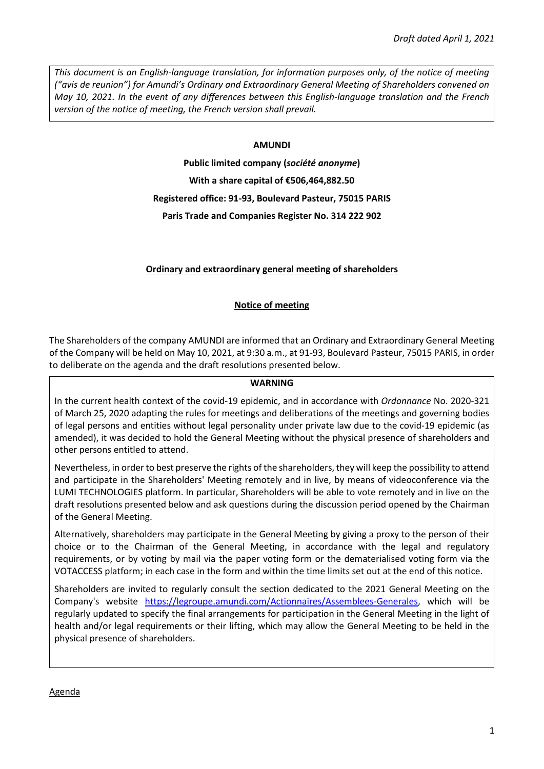*Draft dated April 1, 2021*

*This document is an English-language translation, for information purposes only, of the notice of meeting ("avis de reunion") for Amundi's Ordinary and Extraordinary General Meeting of Shareholders convened on May 10, 2021. In the event of any differences between this English-language translation and the French version of the notice of meeting, the French version shall prevail.*

**AMUNDI**

**Public limited company (*société anonyme*)**

**With a share capital of €506,464,882.50**

**Registered office: 91-93, Boulevard Pasteur, 75015 PARIS**

**Paris Trade and Companies Register No. 314 222 902**

**Ordinary and extraordinary general meeting of shareholders**

**Notice of meeting**

The Shareholders of the company AMUNDI are informed that an Ordinary and Extraordinary General Meeting of the Company will be held on May 10, 2021, at 9:30 a.m., at 91-93, Boulevard Pasteur, 75015 PARIS, in order to deliberate on the agenda and the draft resolutions presented below.

**WARNING**

In the current health context of the covid-19 epidemic, and in accordance with *Ordonnance* No. 2020-321 of March 25, 2020 adapting the rules for meetings and deliberations of the meetings and governing bodies of legal persons and entities without legal personality under private law due to the covid-19 epidemic (as amended), it was decided to hold the General Meeting without the physical presence of shareholders and other persons entitled to attend.

Nevertheless, in order to best preserve the rights of the shareholders, they will keep the possibility to attend and participate in the Shareholders' Meeting remotely and in live, by means of videoconference via the LUMI TECHNOLOGIES platform. In particular, Shareholders will be able to vote remotely and in live on the draft resolutions presented below and ask questions during the discussion period opened by the Chairman of the General Meeting.

Alternatively, shareholders may participate in the General Meeting by giving a proxy to the person of their choice or to the Chairman of the General Meeting, in accordance with the legal and regulatory requirements, or by voting by mail via the paper voting form or the dematerialised voting form via the VOTACCESS platform; in each case in the form and within the time limits set out at the end of this notice.

Shareholders are invited to regularly consult the section dedicated to the 2021 General Meeting on the Company's website https://legroupe.amundi.com/Actionnaires/Assemblees-Generales, which will be regularly updated to specify the final arrangements for participation in the General Meeting in the light of health and/or legal requirements or their lifting, which may allow the General Meeting to be held in the physical presence of shareholders.

Agenda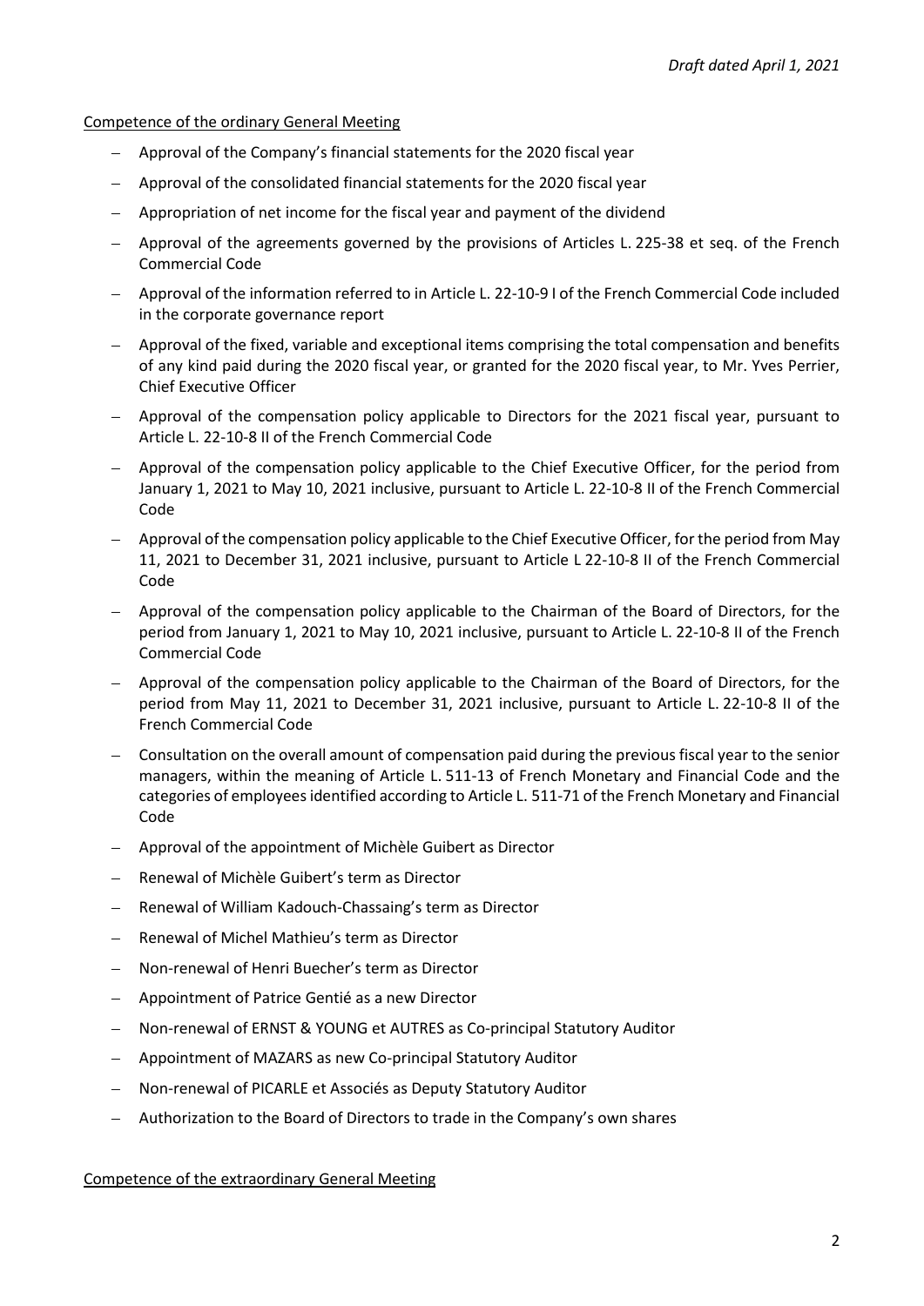Competence of the ordinary General Meeting

- Approval of the Company's financial statements for the 2020 fiscal year
- Approval of the consolidated financial statements for the 2020 fiscal year
- Appropriation of net income for the fiscal year and payment of the dividend
- Approval of the agreements governed by the provisions of Articles L. 225-38 et seq. of the French Commercial Code
- Approval of the information referred to in Article L. 22-10-9 I of the French Commercial Code included in the corporate governance report
- Approval of the fixed, variable and exceptional items comprising the total compensation and benefits of any kind paid during the 2020 fiscal year, or granted for the 2020 fiscal year, to Mr. Yves Perrier, Chief Executive Officer
- Approval of the compensation policy applicable to Directors for the 2021 fiscal year, pursuant to Article L. 22-10-8 II of the French Commercial Code
- Approval of the compensation policy applicable to the Chief Executive Officer, for the period from January 1, 2021 to May 10, 2021 inclusive, pursuant to Article L. 22-10-8 II of the French Commercial Code
- Approval of the compensation policy applicable to the Chief Executive Officer, for the period from May 11, 2021 to December 31, 2021 inclusive, pursuant to Article L 22-10-8 II of the French Commercial Code
- Approval of the compensation policy applicable to the Chairman of the Board of Directors, for the period from January 1, 2021 to May 10, 2021 inclusive, pursuant to Article L. 22-10-8 II of the French Commercial Code
- Approval of the compensation policy applicable to the Chairman of the Board of Directors, for the period from May 11, 2021 to December 31, 2021 inclusive, pursuant to Article L. 22-10-8 II of the French Commercial Code
- Consultation on the overall amount of compensation paid during the previous fiscal year to the senior managers, within the meaning of Article L. 511-13 of French Monetary and Financial Code and the categories of employees identified according to Article L. 511-71 of the French Monetary and Financial Code
- Approval of the appointment of Michèle Guibert as Director
- Renewal of Michèle Guibert's term as Director
- Renewal of William Kadouch-Chassaing's term as Director
- Renewal of Michel Mathieu's term as Director
- Non-renewal of Henri Buecher's term as Director
- Appointment of Patrice Gentié as a new Director
- Non-renewal of ERNST & YOUNG et AUTRES as Co-principal Statutory Auditor
- Appointment of MAZARS as new Co-principal Statutory Auditor
- Non-renewal of PICARLE et Associés as Deputy Statutory Auditor
- Authorization to the Board of Directors to trade in the Company's own shares

Competence of the extraordinary General Meeting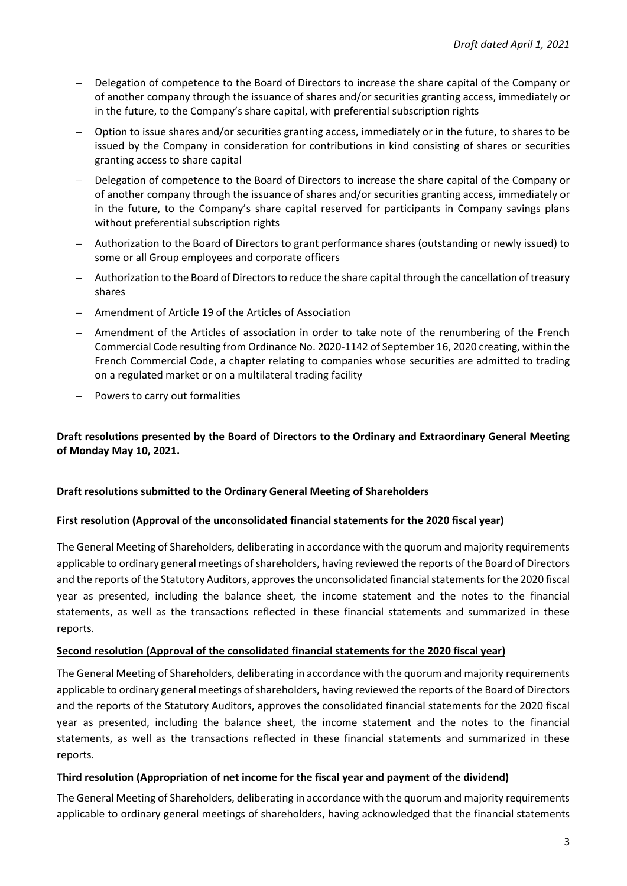- Delegation of competence to the Board of Directors to increase the share capital of the Company or of another company through the issuance of shares and/or securities granting access, immediately or in the future, to the Company's share capital, with preferential subscription rights
- Option to issue shares and/or securities granting access, immediately or in the future, to shares to be issued by the Company in consideration for contributions in kind consisting of shares or securities granting access to share capital
- Delegation of competence to the Board of Directors to increase the share capital of the Company or of another company through the issuance of shares and/or securities granting access, immediately or in the future, to the Company's share capital reserved for participants in Company savings plans without preferential subscription rights
- Authorization to the Board of Directors to grant performance shares (outstanding or newly issued) to some or all Group employees and corporate officers
- Authorization to the Board of Directors to reduce the share capital through the cancellation of treasury shares
- Amendment of Article 19 of the Articles of Association
- Amendment of the Articles of association in order to take note of the renumbering of the French Commercial Code resulting from Ordinance No. 2020-1142 of September 16, 2020 creating, within the French Commercial Code, a chapter relating to companies whose securities are admitted to trading on a regulated market or on a multilateral trading facility
- Powers to carry out formalities

**Draft resolutions presented by the Board of Directors to the Ordinary and Extraordinary General Meeting of Monday May 10, 2021.**

**Draft resolutions submitted to the Ordinary General Meeting of Shareholders**

**First resolution (Approval of the unconsolidated financial statements for the 2020 fiscal year)**

The General Meeting of Shareholders, deliberating in accordance with the quorum and majority requirements applicable to ordinary general meetings of shareholders, having reviewed the reports of the Board of Directors and the reports of the Statutory Auditors, approves the unconsolidated financial statements for the 2020 fiscal year as presented, including the balance sheet, the income statement and the notes to the financial statements, as well as the transactions reflected in these financial statements and summarized in these reports.

**Second resolution (Approval of the consolidated financial statements for the 2020 fiscal year)**

The General Meeting of Shareholders, deliberating in accordance with the quorum and majority requirements applicable to ordinary general meetings of shareholders, having reviewed the reports of the Board of Directors and the reports of the Statutory Auditors, approves the consolidated financial statements for the 2020 fiscal year as presented, including the balance sheet, the income statement and the notes to the financial statements, as well as the transactions reflected in these financial statements and summarized in these reports.

**Third resolution (Appropriation of net income for the fiscal year and payment of the dividend)**

The General Meeting of Shareholders, deliberating in accordance with the quorum and majority requirements applicable to ordinary general meetings of shareholders, having acknowledged that the financial statements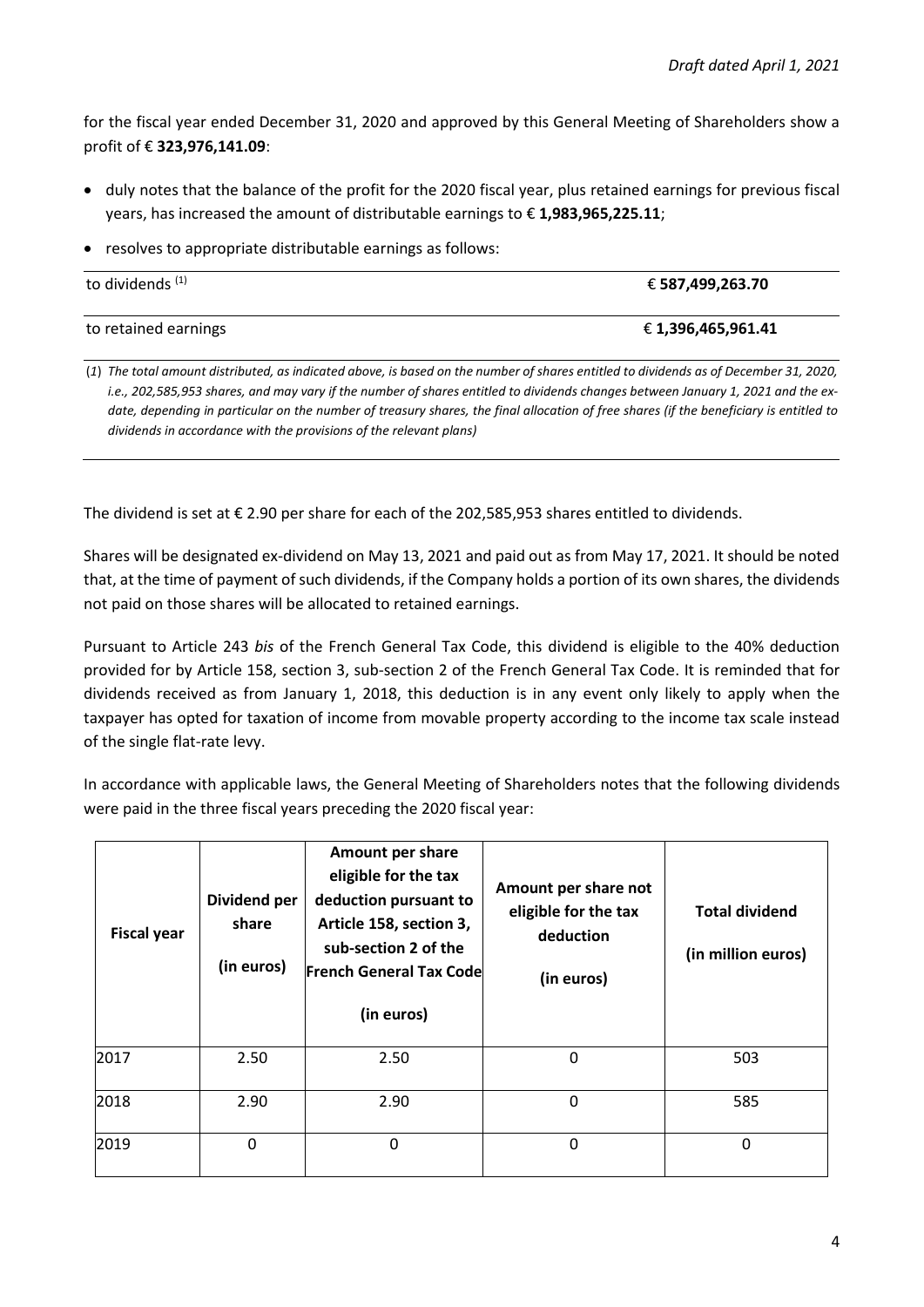for the fiscal year ended December 31, 2020 and approved by this General Meeting of Shareholders show a profit of € **323,976,141.09**:

- duly notes that the balance of the profit for the 2020 fiscal year, plus retained earnings for previous fiscal years, has increased the amount of distributable earnings to € **1,983,965,225.11**;
- resolves to appropriate distributable earnings as follows:

| | |
|---|---|
| to dividends (1) | € **587,499,263.70** |
| to retained earnings | € **1,396,465,961.41** |

(1) *The total amount distributed, as indicated above, is based on the number of shares entitled to dividends as of December 31, 2020, i.e., 202,585,953 shares, and may vary if the number of shares entitled to dividends changes between January 1, 2021 and the ex-date, depending in particular on the number of treasury shares, the final allocation of free shares (if the beneficiary is entitled to dividends in accordance with the provisions of the relevant plans)*

The dividend is set at € 2.90 per share for each of the 202,585,953 shares entitled to dividends.

Shares will be designated ex-dividend on May 13, 2021 and paid out as from May 17, 2021. It should be noted that, at the time of payment of such dividends, if the Company holds a portion of its own shares, the dividends not paid on those shares will be allocated to retained earnings.

Pursuant to Article 243 *bis* of the French General Tax Code, this dividend is eligible to the 40% deduction provided for by Article 158, section 3, sub-section 2 of the French General Tax Code. It is reminded that for dividends received as from January 1, 2018, this deduction is in any event only likely to apply when the taxpayer has opted for taxation of income from movable property according to the income tax scale instead of the single flat-rate levy.

In accordance with applicable laws, the General Meeting of Shareholders notes that the following dividends were paid in the three fiscal years preceding the 2020 fiscal year:

| Fiscal year | Dividend per share (in euros) | Amount per share eligible for the tax deduction pursuant to Article 158, section 3, sub-section 2 of the French General Tax Code (in euros) | Amount per share not eligible for the tax deduction (in euros) | Total dividend (in million euros) |
|---|---|---|---|---|
| 2017 | 2.50 | 2.50 | 0 | 503 |
| 2018 | 2.90 | 2.90 | 0 | 585 |
| 2019 | 0 | 0 | 0 | 0 |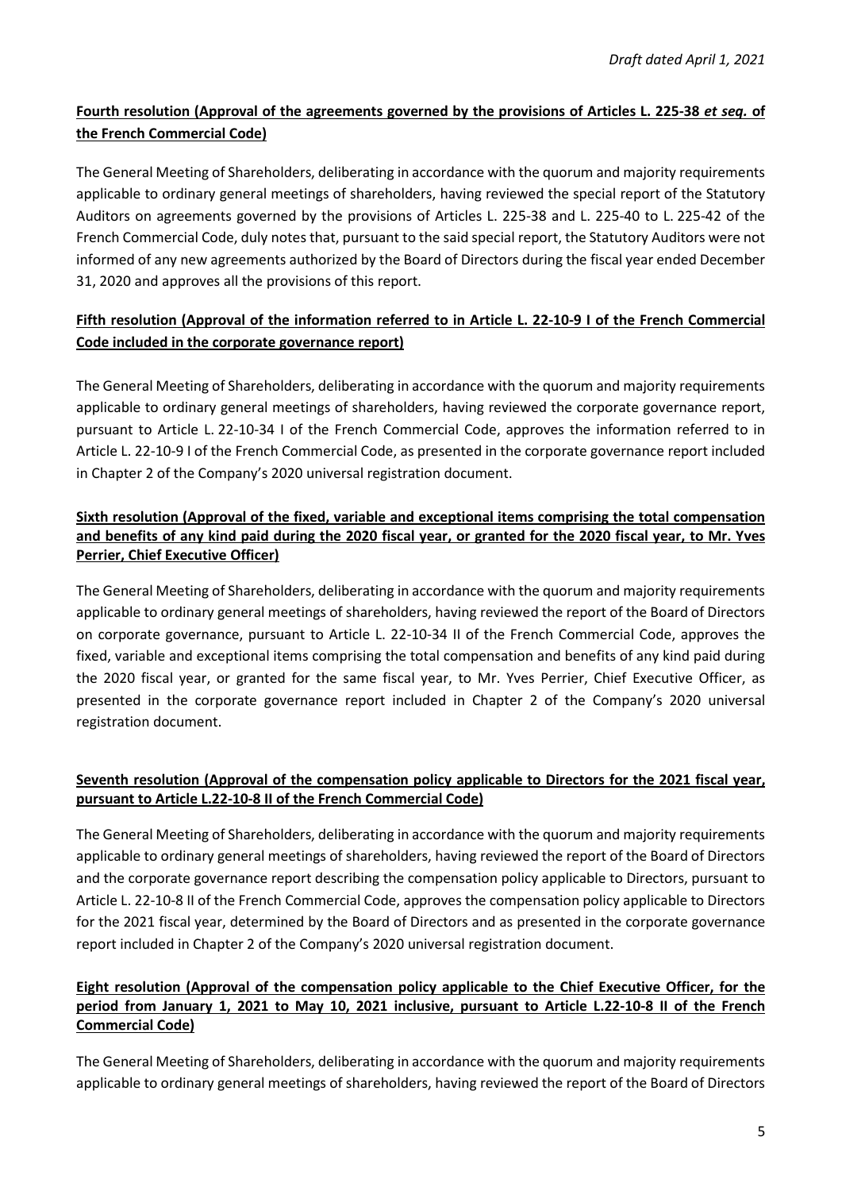*Draft dated April 1, 2021*

**Fourth resolution (Approval of the agreements governed by the provisions of Articles L. 225-38 *et seq.* of the French Commercial Code)**

The General Meeting of Shareholders, deliberating in accordance with the quorum and majority requirements applicable to ordinary general meetings of shareholders, having reviewed the special report of the Statutory Auditors on agreements governed by the provisions of Articles L. 225-38 and L. 225-40 to L. 225-42 of the French Commercial Code, duly notes that, pursuant to the said special report, the Statutory Auditors were not informed of any new agreements authorized by the Board of Directors during the fiscal year ended December 31, 2020 and approves all the provisions of this report.

**Fifth resolution (Approval of the information referred to in Article L. 22-10-9 I of the French Commercial Code included in the corporate governance report)**

The General Meeting of Shareholders, deliberating in accordance with the quorum and majority requirements applicable to ordinary general meetings of shareholders, having reviewed the corporate governance report, pursuant to Article L. 22-10-34 I of the French Commercial Code, approves the information referred to in Article L. 22-10-9 I of the French Commercial Code, as presented in the corporate governance report included in Chapter 2 of the Company's 2020 universal registration document.

**Sixth resolution (Approval of the fixed, variable and exceptional items comprising the total compensation and benefits of any kind paid during the 2020 fiscal year, or granted for the 2020 fiscal year, to Mr. Yves Perrier, Chief Executive Officer)**

The General Meeting of Shareholders, deliberating in accordance with the quorum and majority requirements applicable to ordinary general meetings of shareholders, having reviewed the report of the Board of Directors on corporate governance, pursuant to Article L. 22-10-34 II of the French Commercial Code, approves the fixed, variable and exceptional items comprising the total compensation and benefits of any kind paid during the 2020 fiscal year, or granted for the same fiscal year, to Mr. Yves Perrier, Chief Executive Officer, as presented in the corporate governance report included in Chapter 2 of the Company's 2020 universal registration document.

**Seventh resolution (Approval of the compensation policy applicable to Directors for the 2021 fiscal year, pursuant to Article L.22-10-8 II of the French Commercial Code)**

The General Meeting of Shareholders, deliberating in accordance with the quorum and majority requirements applicable to ordinary general meetings of shareholders, having reviewed the report of the Board of Directors and the corporate governance report describing the compensation policy applicable to Directors, pursuant to Article L. 22-10-8 II of the French Commercial Code, approves the compensation policy applicable to Directors for the 2021 fiscal year, determined by the Board of Directors and as presented in the corporate governance report included in Chapter 2 of the Company's 2020 universal registration document.

**Eight resolution (Approval of the compensation policy applicable to the Chief Executive Officer, for the period from January 1, 2021 to May 10, 2021 inclusive, pursuant to Article L.22-10-8 II of the French Commercial Code)**

The General Meeting of Shareholders, deliberating in accordance with the quorum and majority requirements applicable to ordinary general meetings of shareholders, having reviewed the report of the Board of Directors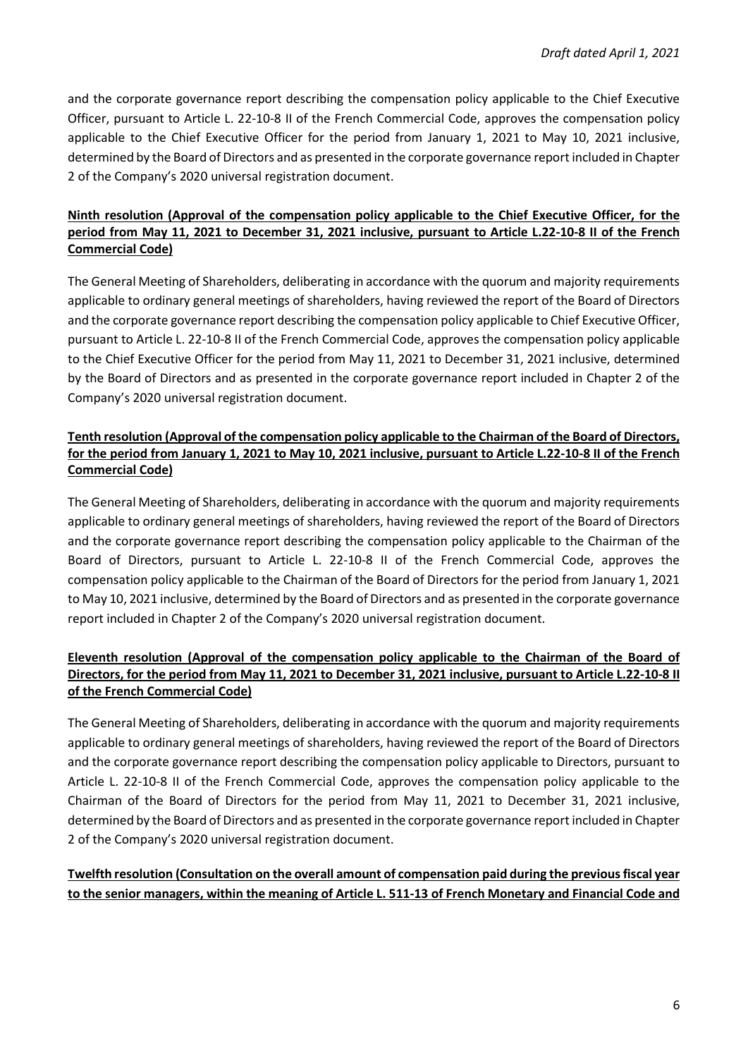and the corporate governance report describing the compensation policy applicable to the Chief Executive Officer, pursuant to Article L. 22-10-8 II of the French Commercial Code, approves the compensation policy applicable to the Chief Executive Officer for the period from January 1, 2021 to May 10, 2021 inclusive, determined by the Board of Directors and as presented in the corporate governance report included in Chapter 2 of the Company's 2020 universal registration document.

**Ninth resolution (Approval of the compensation policy applicable to the Chief Executive Officer, for the period from May 11, 2021 to December 31, 2021 inclusive, pursuant to Article L.22-10-8 II of the French Commercial Code)**

The General Meeting of Shareholders, deliberating in accordance with the quorum and majority requirements applicable to ordinary general meetings of shareholders, having reviewed the report of the Board of Directors and the corporate governance report describing the compensation policy applicable to Chief Executive Officer, pursuant to Article L. 22-10-8 II of the French Commercial Code, approves the compensation policy applicable to the Chief Executive Officer for the period from May 11, 2021 to December 31, 2021 inclusive, determined by the Board of Directors and as presented in the corporate governance report included in Chapter 2 of the Company's 2020 universal registration document.

**Tenth resolution (Approval of the compensation policy applicable to the Chairman of the Board of Directors, for the period from January 1, 2021 to May 10, 2021 inclusive, pursuant to Article L.22-10-8 II of the French Commercial Code)**

The General Meeting of Shareholders, deliberating in accordance with the quorum and majority requirements applicable to ordinary general meetings of shareholders, having reviewed the report of the Board of Directors and the corporate governance report describing the compensation policy applicable to the Chairman of the Board of Directors, pursuant to Article L. 22-10-8 II of the French Commercial Code, approves the compensation policy applicable to the Chairman of the Board of Directors for the period from January 1, 2021 to May 10, 2021 inclusive, determined by the Board of Directors and as presented in the corporate governance report included in Chapter 2 of the Company's 2020 universal registration document.

**Eleventh resolution (Approval of the compensation policy applicable to the Chairman of the Board of Directors, for the period from May 11, 2021 to December 31, 2021 inclusive, pursuant to Article L.22-10-8 II of the French Commercial Code)**

The General Meeting of Shareholders, deliberating in accordance with the quorum and majority requirements applicable to ordinary general meetings of shareholders, having reviewed the report of the Board of Directors and the corporate governance report describing the compensation policy applicable to Directors, pursuant to Article L. 22-10-8 II of the French Commercial Code, approves the compensation policy applicable to the Chairman of the Board of Directors for the period from May 11, 2021 to December 31, 2021 inclusive, determined by the Board of Directors and as presented in the corporate governance report included in Chapter 2 of the Company's 2020 universal registration document.

**Twelfth resolution (Consultation on the overall amount of compensation paid during the previous fiscal year to the senior managers, within the meaning of Article L. 511-13 of French Monetary and Financial Code and**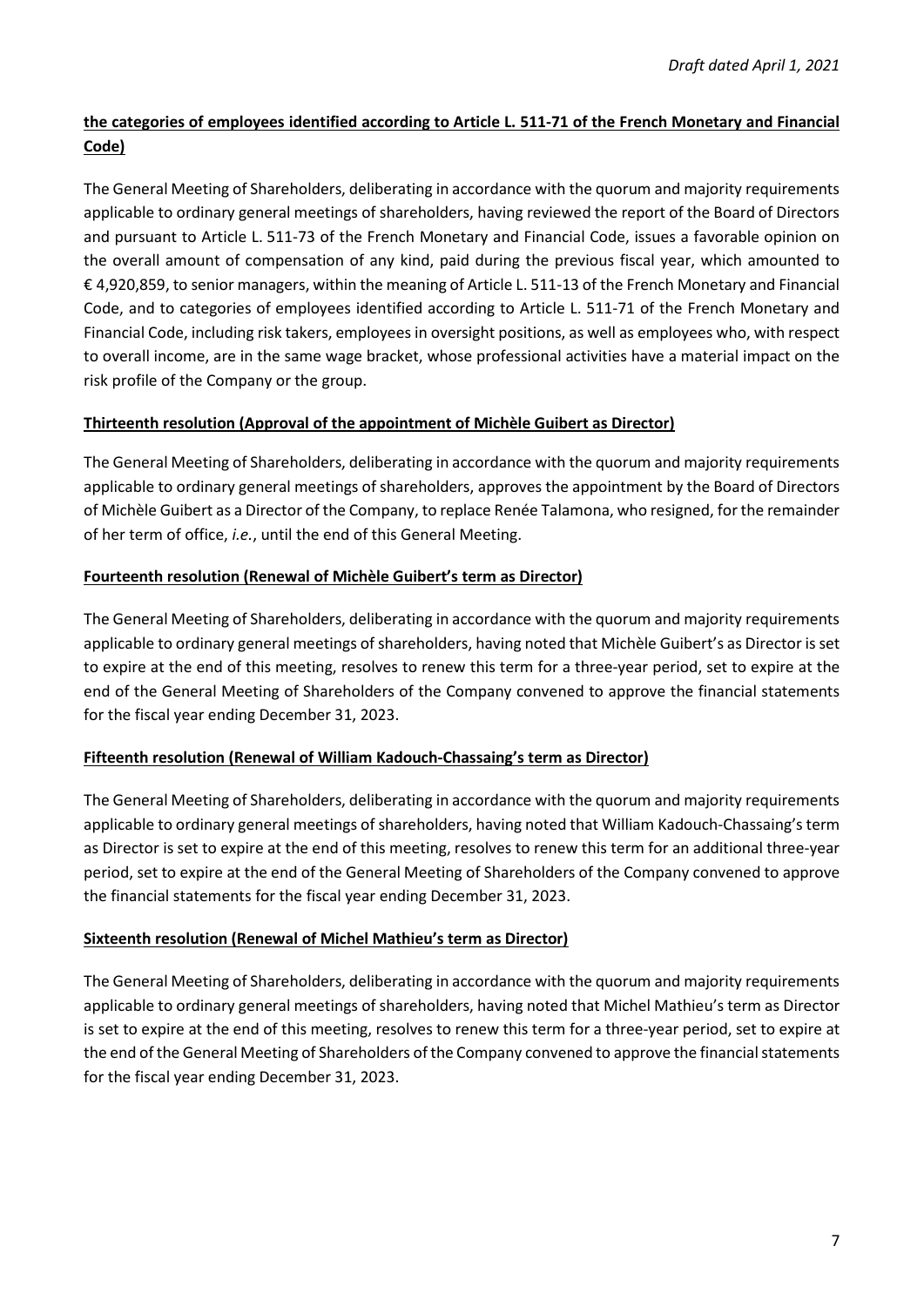**the categories of employees identified according to Article L. 511-71 of the French Monetary and Financial Code)**

The General Meeting of Shareholders, deliberating in accordance with the quorum and majority requirements applicable to ordinary general meetings of shareholders, having reviewed the report of the Board of Directors and pursuant to Article L. 511-73 of the French Monetary and Financial Code, issues a favorable opinion on the overall amount of compensation of any kind, paid during the previous fiscal year, which amounted to € 4,920,859, to senior managers, within the meaning of Article L. 511-13 of the French Monetary and Financial Code, and to categories of employees identified according to Article L. 511-71 of the French Monetary and Financial Code, including risk takers, employees in oversight positions, as well as employees who, with respect to overall income, are in the same wage bracket, whose professional activities have a material impact on the risk profile of the Company or the group.

**Thirteenth resolution (Approval of the appointment of Michèle Guibert as Director)**

The General Meeting of Shareholders, deliberating in accordance with the quorum and majority requirements applicable to ordinary general meetings of shareholders, approves the appointment by the Board of Directors of Michèle Guibert as a Director of the Company, to replace Renée Talamona, who resigned, for the remainder of her term of office, *i.e.*, until the end of this General Meeting.

**Fourteenth resolution (Renewal of Michèle Guibert's term as Director)**

The General Meeting of Shareholders, deliberating in accordance with the quorum and majority requirements applicable to ordinary general meetings of shareholders, having noted that Michèle Guibert's as Director is set to expire at the end of this meeting, resolves to renew this term for a three-year period, set to expire at the end of the General Meeting of Shareholders of the Company convened to approve the financial statements for the fiscal year ending December 31, 2023.

**Fifteenth resolution (Renewal of William Kadouch-Chassaing's term as Director)**

The General Meeting of Shareholders, deliberating in accordance with the quorum and majority requirements applicable to ordinary general meetings of shareholders, having noted that William Kadouch-Chassaing's term as Director is set to expire at the end of this meeting, resolves to renew this term for an additional three-year period, set to expire at the end of the General Meeting of Shareholders of the Company convened to approve the financial statements for the fiscal year ending December 31, 2023.

**Sixteenth resolution (Renewal of Michel Mathieu's term as Director)**

The General Meeting of Shareholders, deliberating in accordance with the quorum and majority requirements applicable to ordinary general meetings of shareholders, having noted that Michel Mathieu's term as Director is set to expire at the end of this meeting, resolves to renew this term for a three-year period, set to expire at the end of the General Meeting of Shareholders of the Company convened to approve the financial statements for the fiscal year ending December 31, 2023.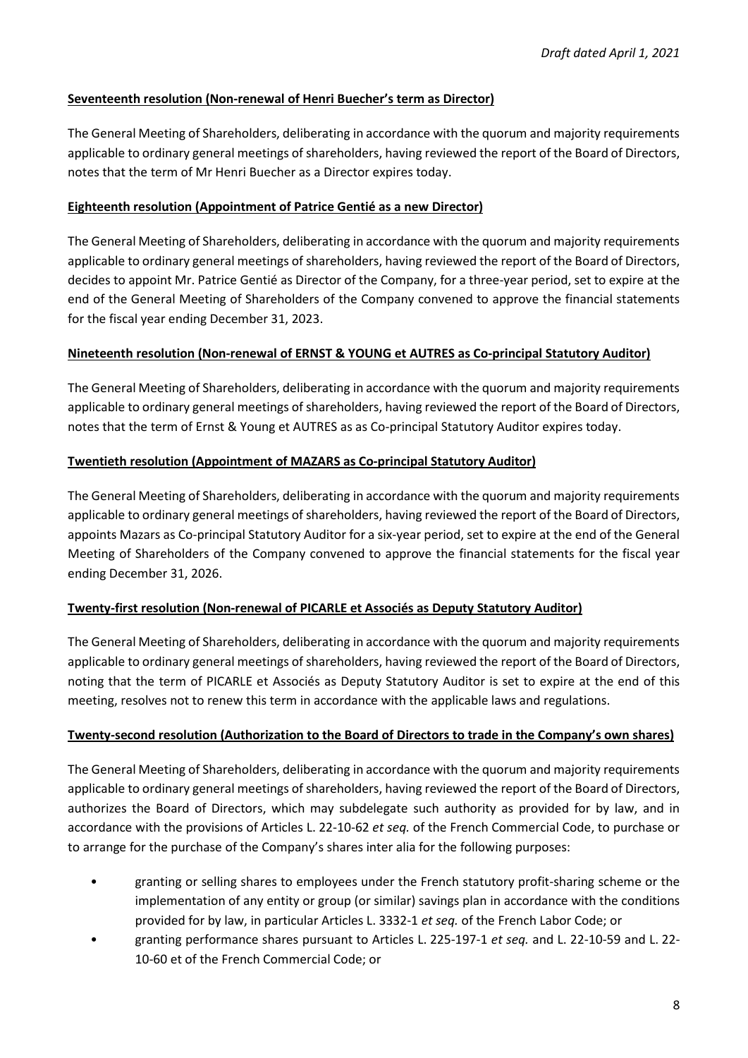*Draft dated April 1, 2021*

**Seventeenth resolution (Non-renewal of Henri Buecher's term as Director)**

The General Meeting of Shareholders, deliberating in accordance with the quorum and majority requirements applicable to ordinary general meetings of shareholders, having reviewed the report of the Board of Directors, notes that the term of Mr Henri Buecher as a Director expires today.

**Eighteenth resolution (Appointment of Patrice Gentié as a new Director)**

The General Meeting of Shareholders, deliberating in accordance with the quorum and majority requirements applicable to ordinary general meetings of shareholders, having reviewed the report of the Board of Directors, decides to appoint Mr. Patrice Gentié as Director of the Company, for a three-year period, set to expire at the end of the General Meeting of Shareholders of the Company convened to approve the financial statements for the fiscal year ending December 31, 2023.

**Nineteenth resolution (Non-renewal of ERNST & YOUNG et AUTRES as Co-principal Statutory Auditor)**

The General Meeting of Shareholders, deliberating in accordance with the quorum and majority requirements applicable to ordinary general meetings of shareholders, having reviewed the report of the Board of Directors, notes that the term of Ernst & Young et AUTRES as as Co-principal Statutory Auditor expires today.

**Twentieth resolution (Appointment of MAZARS as Co-principal Statutory Auditor)**

The General Meeting of Shareholders, deliberating in accordance with the quorum and majority requirements applicable to ordinary general meetings of shareholders, having reviewed the report of the Board of Directors, appoints Mazars as Co-principal Statutory Auditor for a six-year period, set to expire at the end of the General Meeting of Shareholders of the Company convened to approve the financial statements for the fiscal year ending December 31, 2026.

**Twenty-first resolution (Non-renewal of PICARLE et Associés as Deputy Statutory Auditor)**

The General Meeting of Shareholders, deliberating in accordance with the quorum and majority requirements applicable to ordinary general meetings of shareholders, having reviewed the report of the Board of Directors, noting that the term of PICARLE et Associés as Deputy Statutory Auditor is set to expire at the end of this meeting, resolves not to renew this term in accordance with the applicable laws and regulations.

**Twenty-second resolution (Authorization to the Board of Directors to trade in the Company's own shares)**

The General Meeting of Shareholders, deliberating in accordance with the quorum and majority requirements applicable to ordinary general meetings of shareholders, having reviewed the report of the Board of Directors, authorizes the Board of Directors, which may subdelegate such authority as provided for by law, and in accordance with the provisions of Articles L. 22-10-62 *et seq.* of the French Commercial Code, to purchase or to arrange for the purchase of the Company's shares inter alia for the following purposes:

- granting or selling shares to employees under the French statutory profit-sharing scheme or the implementation of any entity or group (or similar) savings plan in accordance with the conditions provided for by law, in particular Articles L. 3332-1 *et seq.* of the French Labor Code; or
- granting performance shares pursuant to Articles L. 225-197-1 *et seq.* and L. 22-10-59 and L. 22-10-60 et of the French Commercial Code; or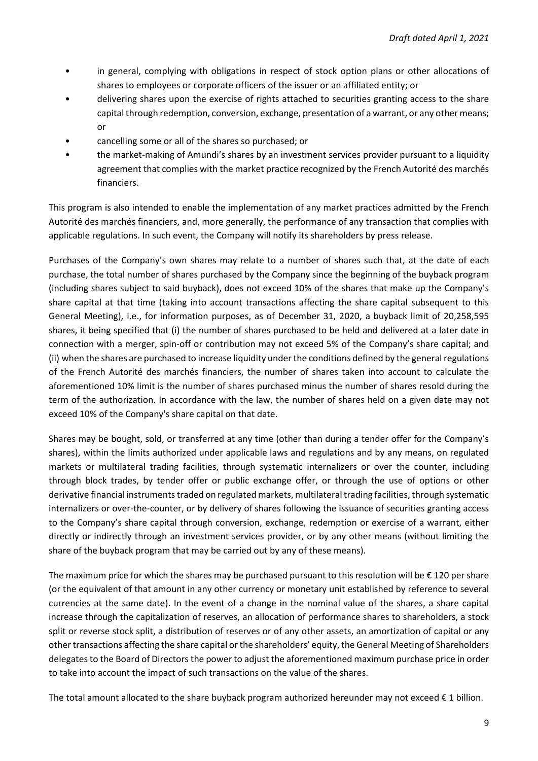- in general, complying with obligations in respect of stock option plans or other allocations of shares to employees or corporate officers of the issuer or an affiliated entity; or
- delivering shares upon the exercise of rights attached to securities granting access to the share capital through redemption, conversion, exchange, presentation of a warrant, or any other means; or
- cancelling some or all of the shares so purchased; or
- the market-making of Amundi's shares by an investment services provider pursuant to a liquidity agreement that complies with the market practice recognized by the French Autorité des marchés financiers.

This program is also intended to enable the implementation of any market practices admitted by the French Autorité des marchés financiers, and, more generally, the performance of any transaction that complies with applicable regulations. In such event, the Company will notify its shareholders by press release.

Purchases of the Company's own shares may relate to a number of shares such that, at the date of each purchase, the total number of shares purchased by the Company since the beginning of the buyback program (including shares subject to said buyback), does not exceed 10% of the shares that make up the Company's share capital at that time (taking into account transactions affecting the share capital subsequent to this General Meeting), i.e., for information purposes, as of December 31, 2020, a buyback limit of 20,258,595 shares, it being specified that (i) the number of shares purchased to be held and delivered at a later date in connection with a merger, spin-off or contribution may not exceed 5% of the Company's share capital; and (ii) when the shares are purchased to increase liquidity under the conditions defined by the general regulations of the French Autorité des marchés financiers, the number of shares taken into account to calculate the aforementioned 10% limit is the number of shares purchased minus the number of shares resold during the term of the authorization. In accordance with the law, the number of shares held on a given date may not exceed 10% of the Company's share capital on that date.

Shares may be bought, sold, or transferred at any time (other than during a tender offer for the Company's shares), within the limits authorized under applicable laws and regulations and by any means, on regulated markets or multilateral trading facilities, through systematic internalizers or over the counter, including through block trades, by tender offer or public exchange offer, or through the use of options or other derivative financial instruments traded on regulated markets, multilateral trading facilities, through systematic internalizers or over-the-counter, or by delivery of shares following the issuance of securities granting access to the Company's share capital through conversion, exchange, redemption or exercise of a warrant, either directly or indirectly through an investment services provider, or by any other means (without limiting the share of the buyback program that may be carried out by any of these means).

The maximum price for which the shares may be purchased pursuant to this resolution will be € 120 per share (or the equivalent of that amount in any other currency or monetary unit established by reference to several currencies at the same date). In the event of a change in the nominal value of the shares, a share capital increase through the capitalization of reserves, an allocation of performance shares to shareholders, a stock split or reverse stock split, a distribution of reserves or of any other assets, an amortization of capital or any other transactions affecting the share capital or the shareholders' equity, the General Meeting of Shareholders delegates to the Board of Directors the power to adjust the aforementioned maximum purchase price in order to take into account the impact of such transactions on the value of the shares.

The total amount allocated to the share buyback program authorized hereunder may not exceed € 1 billion.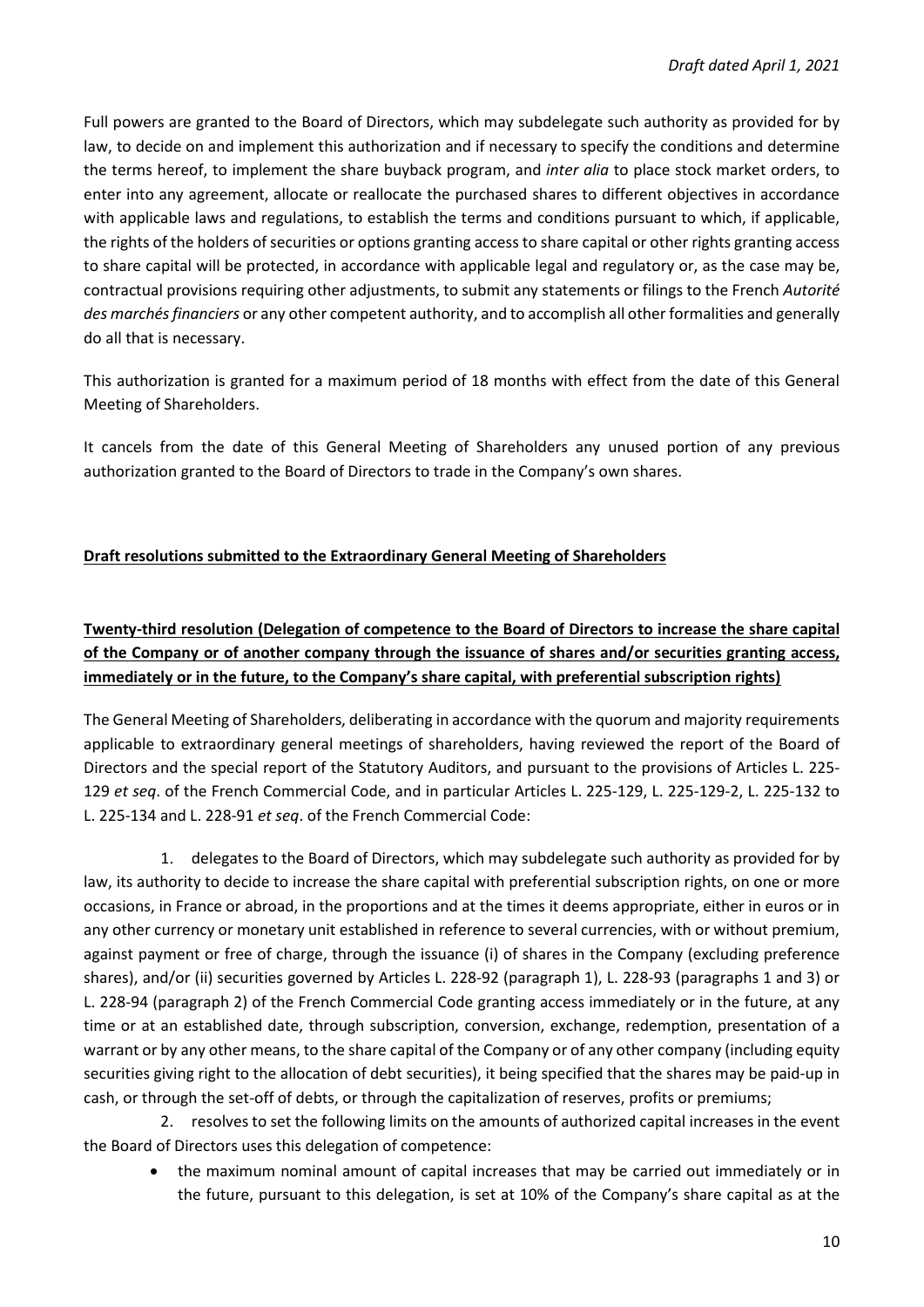Full powers are granted to the Board of Directors, which may subdelegate such authority as provided for by law, to decide on and implement this authorization and if necessary to specify the conditions and determine the terms hereof, to implement the share buyback program, and *inter alia* to place stock market orders, to enter into any agreement, allocate or reallocate the purchased shares to different objectives in accordance with applicable laws and regulations, to establish the terms and conditions pursuant to which, if applicable, the rights of the holders of securities or options granting access to share capital or other rights granting access to share capital will be protected, in accordance with applicable legal and regulatory or, as the case may be, contractual provisions requiring other adjustments, to submit any statements or filings to the French *Autorité des marchés financiers* or any other competent authority, and to accomplish all other formalities and generally do all that is necessary.

This authorization is granted for a maximum period of 18 months with effect from the date of this General Meeting of Shareholders.

It cancels from the date of this General Meeting of Shareholders any unused portion of any previous authorization granted to the Board of Directors to trade in the Company's own shares.

## **Draft resolutions submitted to the Extraordinary General Meeting of Shareholders**

### **Twenty-third resolution (Delegation of competence to the Board of Directors to increase the share capital of the Company or of another company through the issuance of shares and/or securities granting access, immediately or in the future, to the Company's share capital, with preferential subscription rights)**

The General Meeting of Shareholders, deliberating in accordance with the quorum and majority requirements applicable to extraordinary general meetings of shareholders, having reviewed the report of the Board of Directors and the special report of the Statutory Auditors, and pursuant to the provisions of Articles L. 225-129 *et seq*. of the French Commercial Code, and in particular Articles L. 225-129, L. 225-129-2, L. 225-132 to L. 225-134 and L. 228-91 *et seq*. of the French Commercial Code:

1. delegates to the Board of Directors, which may subdelegate such authority as provided for by law, its authority to decide to increase the share capital with preferential subscription rights, on one or more occasions, in France or abroad, in the proportions and at the times it deems appropriate, either in euros or in any other currency or monetary unit established in reference to several currencies, with or without premium, against payment or free of charge, through the issuance (i) of shares in the Company (excluding preference shares), and/or (ii) securities governed by Articles L. 228-92 (paragraph 1), L. 228-93 (paragraphs 1 and 3) or L. 228-94 (paragraph 2) of the French Commercial Code granting access immediately or in the future, at any time or at an established date, through subscription, conversion, exchange, redemption, presentation of a warrant or by any other means, to the share capital of the Company or of any other company (including equity securities giving right to the allocation of debt securities), it being specified that the shares may be paid-up in cash, or through the set-off of debts, or through the capitalization of reserves, profits or premiums;

2. resolves to set the following limits on the amounts of authorized capital increases in the event the Board of Directors uses this delegation of competence:

   - the maximum nominal amount of capital increases that may be carried out immediately or in the future, pursuant to this delegation, is set at 10% of the Company's share capital as at the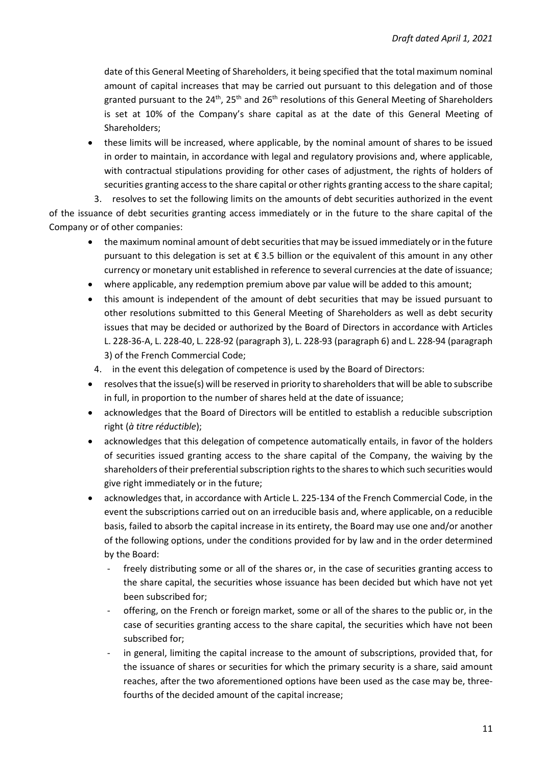date of this General Meeting of Shareholders, it being specified that the total maximum nominal amount of capital increases that may be carried out pursuant to this delegation and of those granted pursuant to the 24th, 25th and 26th resolutions of this General Meeting of Shareholders is set at 10% of the Company's share capital as at the date of this General Meeting of Shareholders;

- these limits will be increased, where applicable, by the nominal amount of shares to be issued in order to maintain, in accordance with legal and regulatory provisions and, where applicable, with contractual stipulations providing for other cases of adjustment, the rights of holders of securities granting access to the share capital or other rights granting access to the share capital;

3. resolves to set the following limits on the amounts of debt securities authorized in the event of the issuance of debt securities granting access immediately or in the future to the share capital of the Company or of other companies:

- the maximum nominal amount of debt securities that may be issued immediately or in the future pursuant to this delegation is set at € 3.5 billion or the equivalent of this amount in any other currency or monetary unit established in reference to several currencies at the date of issuance;
- where applicable, any redemption premium above par value will be added to this amount;
- this amount is independent of the amount of debt securities that may be issued pursuant to other resolutions submitted to this General Meeting of Shareholders as well as debt security issues that may be decided or authorized by the Board of Directors in accordance with Articles L. 228-36-A, L. 228-40, L. 228-92 (paragraph 3), L. 228-93 (paragraph 6) and L. 228-94 (paragraph 3) of the French Commercial Code;

4. in the event this delegation of competence is used by the Board of Directors:

- resolves that the issue(s) will be reserved in priority to shareholders that will be able to subscribe in full, in proportion to the number of shares held at the date of issuance;
- acknowledges that the Board of Directors will be entitled to establish a reducible subscription right (*à titre réductible*);
- acknowledges that this delegation of competence automatically entails, in favor of the holders of securities issued granting access to the share capital of the Company, the waiving by the shareholders of their preferential subscription rights to the shares to which such securities would give right immediately or in the future;
- acknowledges that, in accordance with Article L. 225-134 of the French Commercial Code, in the event the subscriptions carried out on an irreducible basis and, where applicable, on a reducible basis, failed to absorb the capital increase in its entirety, the Board may use one and/or another of the following options, under the conditions provided for by law and in the order determined by the Board:
    - freely distributing some or all of the shares or, in the case of securities granting access to the share capital, the securities whose issuance has been decided but which have not yet been subscribed for;
    - offering, on the French or foreign market, some or all of the shares to the public or, in the case of securities granting access to the share capital, the securities which have not been subscribed for;
    - in general, limiting the capital increase to the amount of subscriptions, provided that, for the issuance of shares or securities for which the primary security is a share, said amount reaches, after the two aforementioned options have been used as the case may be, three-fourths of the decided amount of the capital increase;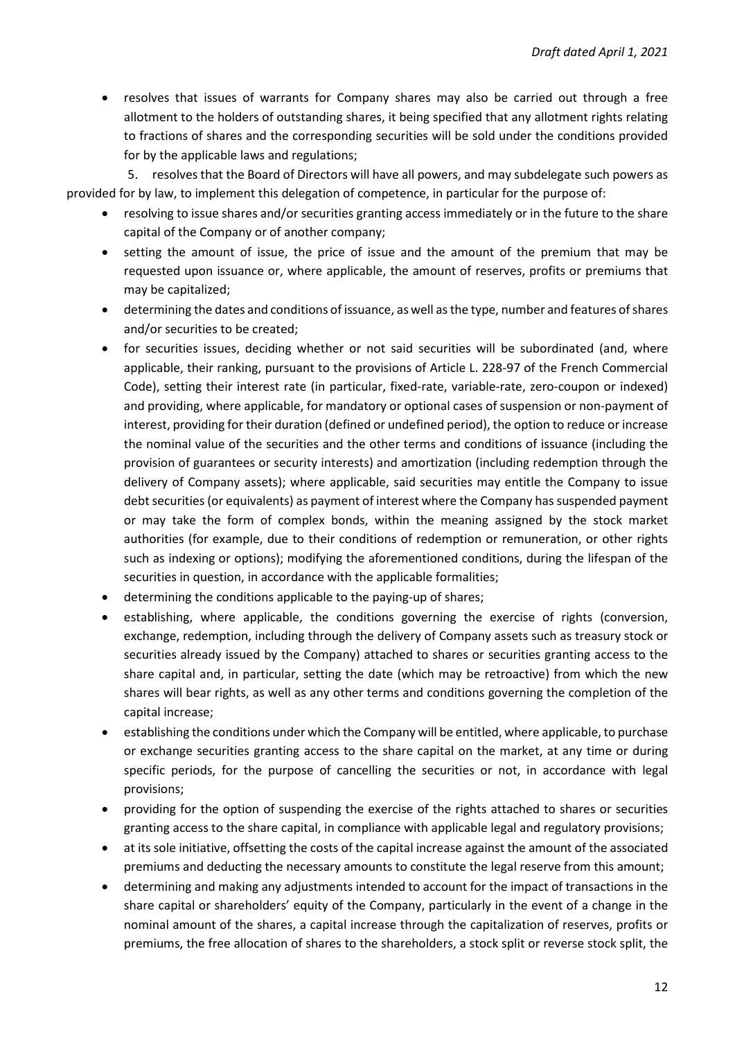- resolves that issues of warrants for Company shares may also be carried out through a free allotment to the holders of outstanding shares, it being specified that any allotment rights relating to fractions of shares and the corresponding securities will be sold under the conditions provided for by the applicable laws and regulations;

5. resolves that the Board of Directors will have all powers, and may subdelegate such powers as provided for by law, to implement this delegation of competence, in particular for the purpose of:

- resolving to issue shares and/or securities granting access immediately or in the future to the share capital of the Company or of another company;
- setting the amount of issue, the price of issue and the amount of the premium that may be requested upon issuance or, where applicable, the amount of reserves, profits or premiums that may be capitalized;
- determining the dates and conditions of issuance, as well as the type, number and features of shares and/or securities to be created;
- for securities issues, deciding whether or not said securities will be subordinated (and, where applicable, their ranking, pursuant to the provisions of Article L. 228-97 of the French Commercial Code), setting their interest rate (in particular, fixed-rate, variable-rate, zero-coupon or indexed) and providing, where applicable, for mandatory or optional cases of suspension or non-payment of interest, providing for their duration (defined or undefined period), the option to reduce or increase the nominal value of the securities and the other terms and conditions of issuance (including the provision of guarantees or security interests) and amortization (including redemption through the delivery of Company assets); where applicable, said securities may entitle the Company to issue debt securities (or equivalents) as payment of interest where the Company has suspended payment or may take the form of complex bonds, within the meaning assigned by the stock market authorities (for example, due to their conditions of redemption or remuneration, or other rights such as indexing or options); modifying the aforementioned conditions, during the lifespan of the securities in question, in accordance with the applicable formalities;
- determining the conditions applicable to the paying-up of shares;
- establishing, where applicable, the conditions governing the exercise of rights (conversion, exchange, redemption, including through the delivery of Company assets such as treasury stock or securities already issued by the Company) attached to shares or securities granting access to the share capital and, in particular, setting the date (which may be retroactive) from which the new shares will bear rights, as well as any other terms and conditions governing the completion of the capital increase;
- establishing the conditions under which the Company will be entitled, where applicable, to purchase or exchange securities granting access to the share capital on the market, at any time or during specific periods, for the purpose of cancelling the securities or not, in accordance with legal provisions;
- providing for the option of suspending the exercise of the rights attached to shares or securities granting access to the share capital, in compliance with applicable legal and regulatory provisions;
- at its sole initiative, offsetting the costs of the capital increase against the amount of the associated premiums and deducting the necessary amounts to constitute the legal reserve from this amount;
- determining and making any adjustments intended to account for the impact of transactions in the share capital or shareholders' equity of the Company, particularly in the event of a change in the nominal amount of the shares, a capital increase through the capitalization of reserves, profits or premiums, the free allocation of shares to the shareholders, a stock split or reverse stock split, the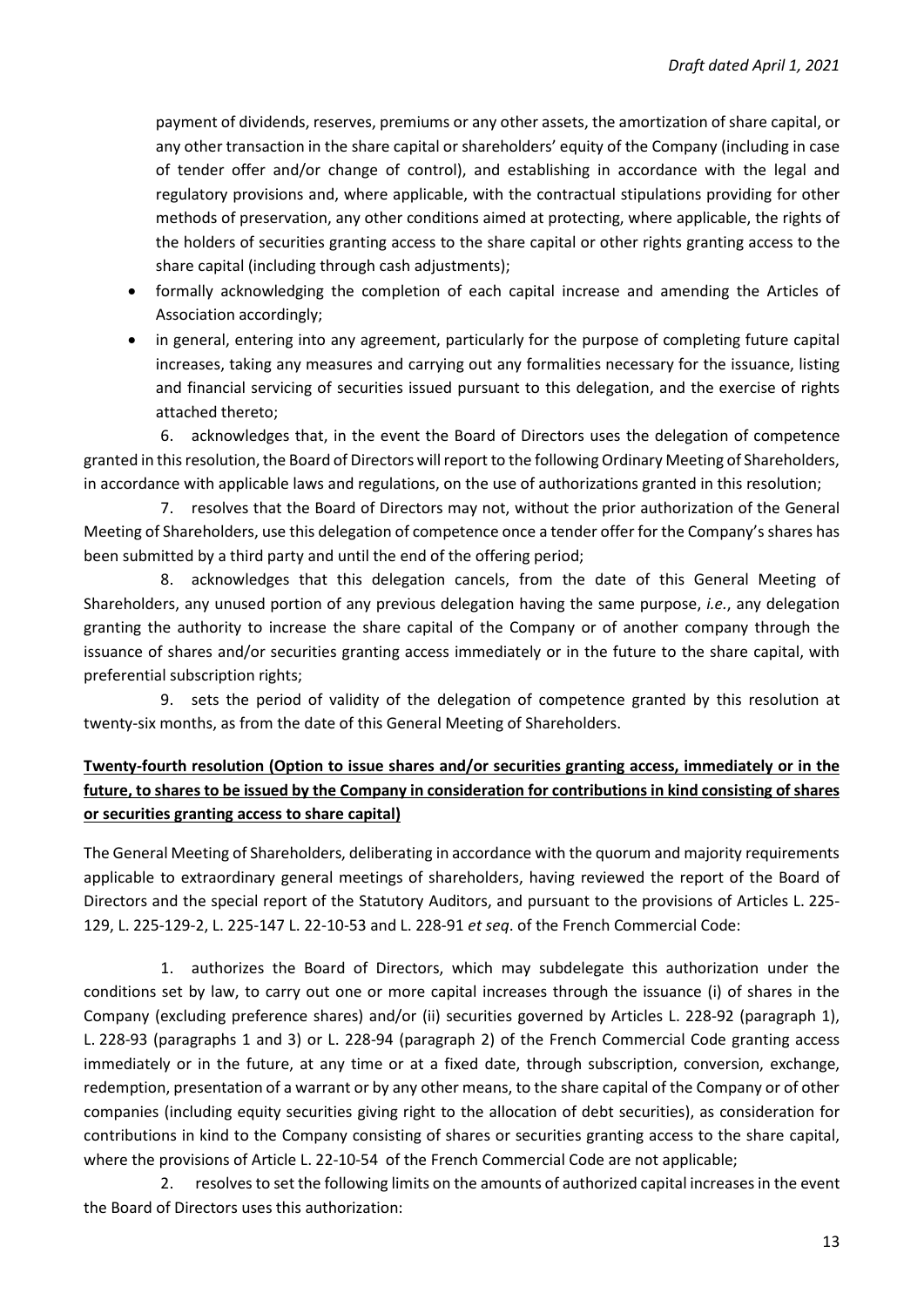payment of dividends, reserves, premiums or any other assets, the amortization of share capital, or any other transaction in the share capital or shareholders' equity of the Company (including in case of tender offer and/or change of control), and establishing in accordance with the legal and regulatory provisions and, where applicable, with the contractual stipulations providing for other methods of preservation, any other conditions aimed at protecting, where applicable, the rights of the holders of securities granting access to the share capital or other rights granting access to the share capital (including through cash adjustments);

- formally acknowledging the completion of each capital increase and amending the Articles of Association accordingly;
- in general, entering into any agreement, particularly for the purpose of completing future capital increases, taking any measures and carrying out any formalities necessary for the issuance, listing and financial servicing of securities issued pursuant to this delegation, and the exercise of rights attached thereto;

6. acknowledges that, in the event the Board of Directors uses the delegation of competence granted in this resolution, the Board of Directors will report to the following Ordinary Meeting of Shareholders, in accordance with applicable laws and regulations, on the use of authorizations granted in this resolution;

7. resolves that the Board of Directors may not, without the prior authorization of the General Meeting of Shareholders, use this delegation of competence once a tender offer for the Company's shares has been submitted by a third party and until the end of the offering period;

8. acknowledges that this delegation cancels, from the date of this General Meeting of Shareholders, any unused portion of any previous delegation having the same purpose, *i.e.*, any delegation granting the authority to increase the share capital of the Company or of another company through the issuance of shares and/or securities granting access immediately or in the future to the share capital, with preferential subscription rights;

9. sets the period of validity of the delegation of competence granted by this resolution at twenty-six months, as from the date of this General Meeting of Shareholders.

**Twenty-fourth resolution (Option to issue shares and/or securities granting access, immediately or in the future, to shares to be issued by the Company in consideration for contributions in kind consisting of shares or securities granting access to share capital)**

The General Meeting of Shareholders, deliberating in accordance with the quorum and majority requirements applicable to extraordinary general meetings of shareholders, having reviewed the report of the Board of Directors and the special report of the Statutory Auditors, and pursuant to the provisions of Articles L. 225-129, L. 225-129-2, L. 225-147 L. 22-10-53 and L. 228-91 *et seq*. of the French Commercial Code:

1. authorizes the Board of Directors, which may subdelegate this authorization under the conditions set by law, to carry out one or more capital increases through the issuance (i) of shares in the Company (excluding preference shares) and/or (ii) securities governed by Articles L. 228-92 (paragraph 1), L. 228-93 (paragraphs 1 and 3) or L. 228-94 (paragraph 2) of the French Commercial Code granting access immediately or in the future, at any time or at a fixed date, through subscription, conversion, exchange, redemption, presentation of a warrant or by any other means, to the share capital of the Company or of other companies (including equity securities giving right to the allocation of debt securities), as consideration for contributions in kind to the Company consisting of shares or securities granting access to the share capital, where the provisions of Article L. 22-10-54 of the French Commercial Code are not applicable;

2. resolves to set the following limits on the amounts of authorized capital increases in the event the Board of Directors uses this authorization: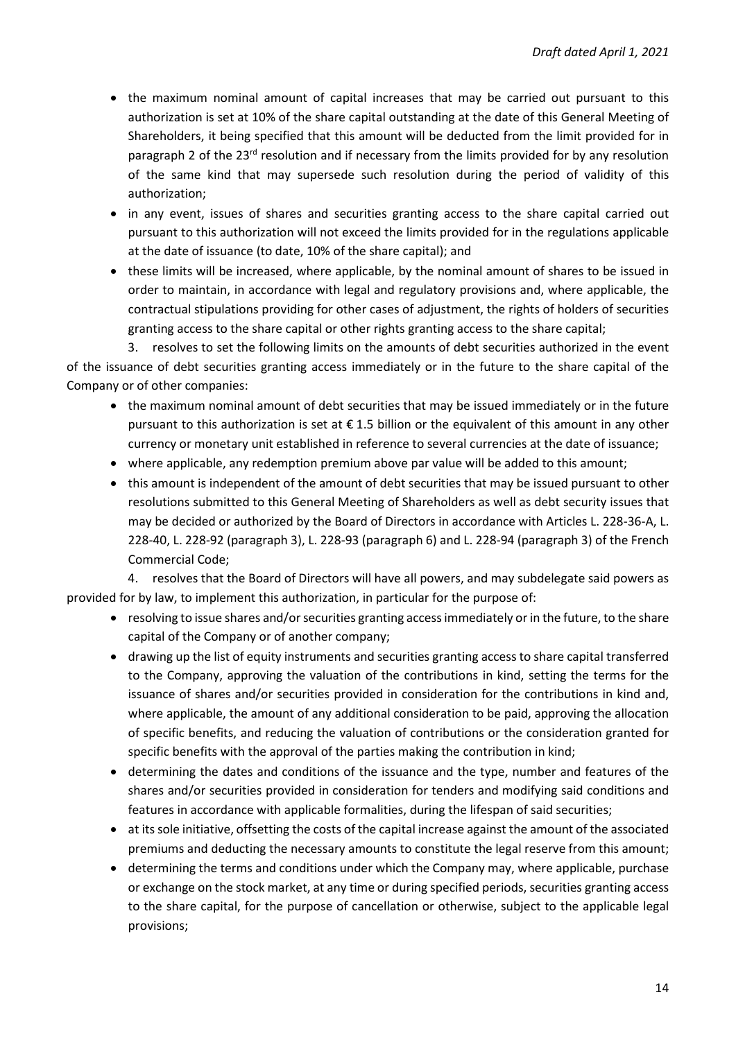- the maximum nominal amount of capital increases that may be carried out pursuant to this authorization is set at 10% of the share capital outstanding at the date of this General Meeting of Shareholders, it being specified that this amount will be deducted from the limit provided for in paragraph 2 of the 23rd resolution and if necessary from the limits provided for by any resolution of the same kind that may supersede such resolution during the period of validity of this authorization;
- in any event, issues of shares and securities granting access to the share capital carried out pursuant to this authorization will not exceed the limits provided for in the regulations applicable at the date of issuance (to date, 10% of the share capital); and
- these limits will be increased, where applicable, by the nominal amount of shares to be issued in order to maintain, in accordance with legal and regulatory provisions and, where applicable, the contractual stipulations providing for other cases of adjustment, the rights of holders of securities granting access to the share capital or other rights granting access to the share capital;

3. resolves to set the following limits on the amounts of debt securities authorized in the event of the issuance of debt securities granting access immediately or in the future to the share capital of the Company or of other companies:

- the maximum nominal amount of debt securities that may be issued immediately or in the future pursuant to this authorization is set at € 1.5 billion or the equivalent of this amount in any other currency or monetary unit established in reference to several currencies at the date of issuance;
- where applicable, any redemption premium above par value will be added to this amount;
- this amount is independent of the amount of debt securities that may be issued pursuant to other resolutions submitted to this General Meeting of Shareholders as well as debt security issues that may be decided or authorized by the Board of Directors in accordance with Articles L. 228-36-A, L. 228-40, L. 228-92 (paragraph 3), L. 228-93 (paragraph 6) and L. 228-94 (paragraph 3) of the French Commercial Code;

4. resolves that the Board of Directors will have all powers, and may subdelegate said powers as provided for by law, to implement this authorization, in particular for the purpose of:

- resolving to issue shares and/or securities granting access immediately or in the future, to the share capital of the Company or of another company;
- drawing up the list of equity instruments and securities granting access to share capital transferred to the Company, approving the valuation of the contributions in kind, setting the terms for the issuance of shares and/or securities provided in consideration for the contributions in kind and, where applicable, the amount of any additional consideration to be paid, approving the allocation of specific benefits, and reducing the valuation of contributions or the consideration granted for specific benefits with the approval of the parties making the contribution in kind;
- determining the dates and conditions of the issuance and the type, number and features of the shares and/or securities provided in consideration for tenders and modifying said conditions and features in accordance with applicable formalities, during the lifespan of said securities;
- at its sole initiative, offsetting the costs of the capital increase against the amount of the associated premiums and deducting the necessary amounts to constitute the legal reserve from this amount;
- determining the terms and conditions under which the Company may, where applicable, purchase or exchange on the stock market, at any time or during specified periods, securities granting access to the share capital, for the purpose of cancellation or otherwise, subject to the applicable legal provisions;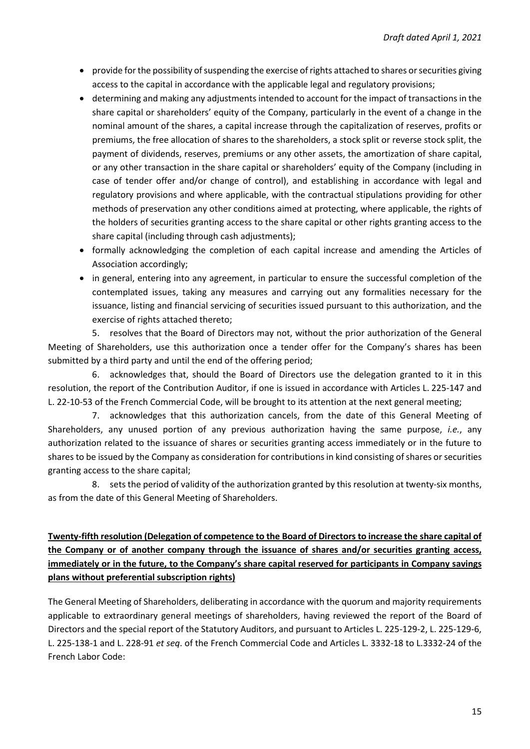- provide for the possibility of suspending the exercise of rights attached to shares or securities giving access to the capital in accordance with the applicable legal and regulatory provisions;
- determining and making any adjustments intended to account for the impact of transactions in the share capital or shareholders' equity of the Company, particularly in the event of a change in the nominal amount of the shares, a capital increase through the capitalization of reserves, profits or premiums, the free allocation of shares to the shareholders, a stock split or reverse stock split, the payment of dividends, reserves, premiums or any other assets, the amortization of share capital, or any other transaction in the share capital or shareholders' equity of the Company (including in case of tender offer and/or change of control), and establishing in accordance with legal and regulatory provisions and where applicable, with the contractual stipulations providing for other methods of preservation any other conditions aimed at protecting, where applicable, the rights of the holders of securities granting access to the share capital or other rights granting access to the share capital (including through cash adjustments);
- formally acknowledging the completion of each capital increase and amending the Articles of Association accordingly;
- in general, entering into any agreement, in particular to ensure the successful completion of the contemplated issues, taking any measures and carrying out any formalities necessary for the issuance, listing and financial servicing of securities issued pursuant to this authorization, and the exercise of rights attached thereto;

5. resolves that the Board of Directors may not, without the prior authorization of the General Meeting of Shareholders, use this authorization once a tender offer for the Company's shares has been submitted by a third party and until the end of the offering period;

6. acknowledges that, should the Board of Directors use the delegation granted to it in this resolution, the report of the Contribution Auditor, if one is issued in accordance with Articles L. 225-147 and L. 22-10-53 of the French Commercial Code, will be brought to its attention at the next general meeting;

7. acknowledges that this authorization cancels, from the date of this General Meeting of Shareholders, any unused portion of any previous authorization having the same purpose, *i.e.*, any authorization related to the issuance of shares or securities granting access immediately or in the future to shares to be issued by the Company as consideration for contributions in kind consisting of shares or securities granting access to the share capital;

8. sets the period of validity of the authorization granted by this resolution at twenty-six months, as from the date of this General Meeting of Shareholders.

**Twenty-fifth resolution (Delegation of competence to the Board of Directors to increase the share capital of the Company or of another company through the issuance of shares and/or securities granting access, immediately or in the future, to the Company's share capital reserved for participants in Company savings plans without preferential subscription rights)**

The General Meeting of Shareholders, deliberating in accordance with the quorum and majority requirements applicable to extraordinary general meetings of shareholders, having reviewed the report of the Board of Directors and the special report of the Statutory Auditors, and pursuant to Articles L. 225-129-2, L. 225-129-6, L. 225-138-1 and L. 228-91 *et seq*. of the French Commercial Code and Articles L. 3332-18 to L.3332-24 of the French Labor Code: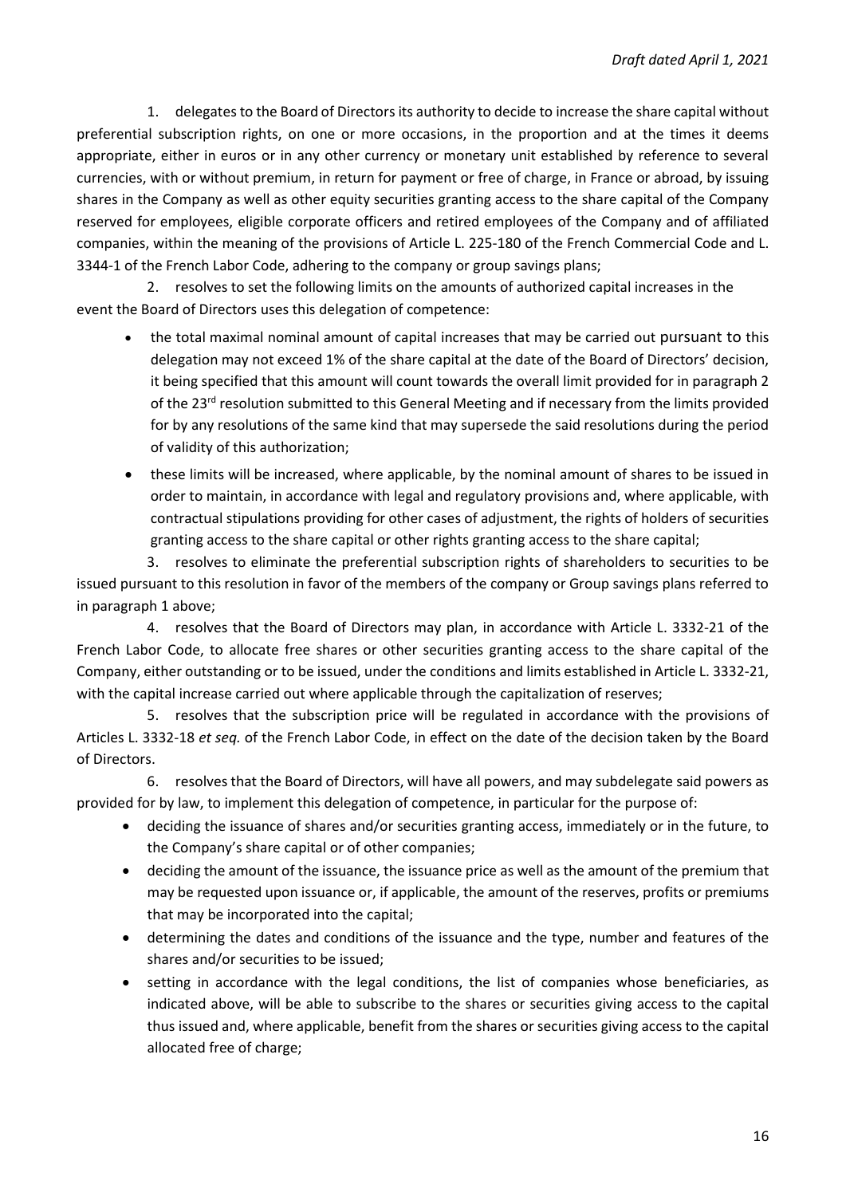1. delegates to the Board of Directors its authority to decide to increase the share capital without preferential subscription rights, on one or more occasions, in the proportion and at the times it deems appropriate, either in euros or in any other currency or monetary unit established by reference to several currencies, with or without premium, in return for payment or free of charge, in France or abroad, by issuing shares in the Company as well as other equity securities granting access to the share capital of the Company reserved for employees, eligible corporate officers and retired employees of the Company and of affiliated companies, within the meaning of the provisions of Article L. 225-180 of the French Commercial Code and L. 3344-1 of the French Labor Code, adhering to the company or group savings plans;

2. resolves to set the following limits on the amounts of authorized capital increases in the event the Board of Directors uses this delegation of competence:

- the total maximal nominal amount of capital increases that may be carried out pursuant to this delegation may not exceed 1% of the share capital at the date of the Board of Directors' decision, it being specified that this amount will count towards the overall limit provided for in paragraph 2 of the 23rd resolution submitted to this General Meeting and if necessary from the limits provided for by any resolutions of the same kind that may supersede the said resolutions during the period of validity of this authorization;
- these limits will be increased, where applicable, by the nominal amount of shares to be issued in order to maintain, in accordance with legal and regulatory provisions and, where applicable, with contractual stipulations providing for other cases of adjustment, the rights of holders of securities granting access to the share capital or other rights granting access to the share capital;

3. resolves to eliminate the preferential subscription rights of shareholders to securities to be issued pursuant to this resolution in favor of the members of the company or Group savings plans referred to in paragraph 1 above;

4. resolves that the Board of Directors may plan, in accordance with Article L. 3332-21 of the French Labor Code, to allocate free shares or other securities granting access to the share capital of the Company, either outstanding or to be issued, under the conditions and limits established in Article L. 3332-21, with the capital increase carried out where applicable through the capitalization of reserves;

5. resolves that the subscription price will be regulated in accordance with the provisions of Articles L. 3332-18 *et seq.* of the French Labor Code, in effect on the date of the decision taken by the Board of Directors.

6. resolves that the Board of Directors, will have all powers, and may subdelegate said powers as provided for by law, to implement this delegation of competence, in particular for the purpose of:

- deciding the issuance of shares and/or securities granting access, immediately or in the future, to the Company's share capital or of other companies;
- deciding the amount of the issuance, the issuance price as well as the amount of the premium that may be requested upon issuance or, if applicable, the amount of the reserves, profits or premiums that may be incorporated into the capital;
- determining the dates and conditions of the issuance and the type, number and features of the shares and/or securities to be issued;
- setting in accordance with the legal conditions, the list of companies whose beneficiaries, as indicated above, will be able to subscribe to the shares or securities giving access to the capital thus issued and, where applicable, benefit from the shares or securities giving access to the capital allocated free of charge;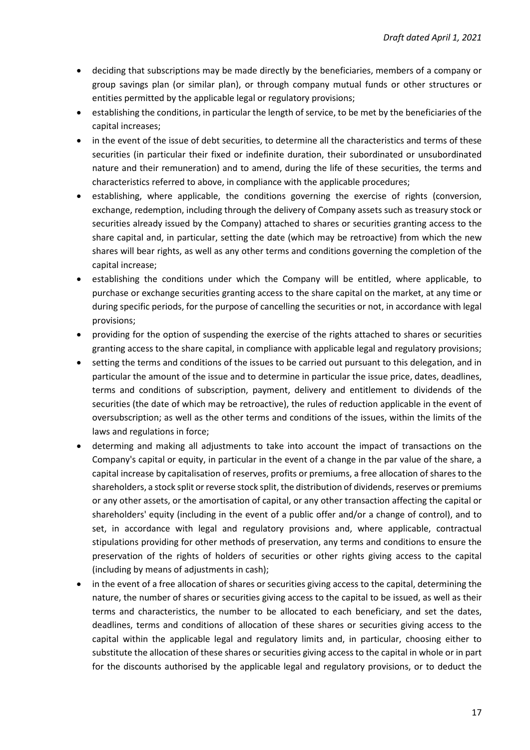- deciding that subscriptions may be made directly by the beneficiaries, members of a company or group savings plan (or similar plan), or through company mutual funds or other structures or entities permitted by the applicable legal or regulatory provisions;
- establishing the conditions, in particular the length of service, to be met by the beneficiaries of the capital increases;
- in the event of the issue of debt securities, to determine all the characteristics and terms of these securities (in particular their fixed or indefinite duration, their subordinated or unsubordinated nature and their remuneration) and to amend, during the life of these securities, the terms and characteristics referred to above, in compliance with the applicable procedures;
- establishing, where applicable, the conditions governing the exercise of rights (conversion, exchange, redemption, including through the delivery of Company assets such as treasury stock or securities already issued by the Company) attached to shares or securities granting access to the share capital and, in particular, setting the date (which may be retroactive) from which the new shares will bear rights, as well as any other terms and conditions governing the completion of the capital increase;
- establishing the conditions under which the Company will be entitled, where applicable, to purchase or exchange securities granting access to the share capital on the market, at any time or during specific periods, for the purpose of cancelling the securities or not, in accordance with legal provisions;
- providing for the option of suspending the exercise of the rights attached to shares or securities granting access to the share capital, in compliance with applicable legal and regulatory provisions;
- setting the terms and conditions of the issues to be carried out pursuant to this delegation, and in particular the amount of the issue and to determine in particular the issue price, dates, deadlines, terms and conditions of subscription, payment, delivery and entitlement to dividends of the securities (the date of which may be retroactive), the rules of reduction applicable in the event of oversubscription; as well as the other terms and conditions of the issues, within the limits of the laws and regulations in force;
- determing and making all adjustments to take into account the impact of transactions on the Company's capital or equity, in particular in the event of a change in the par value of the share, a capital increase by capitalisation of reserves, profits or premiums, a free allocation of shares to the shareholders, a stock split or reverse stock split, the distribution of dividends, reserves or premiums or any other assets, or the amortisation of capital, or any other transaction affecting the capital or shareholders' equity (including in the event of a public offer and/or a change of control), and to set, in accordance with legal and regulatory provisions and, where applicable, contractual stipulations providing for other methods of preservation, any terms and conditions to ensure the preservation of the rights of holders of securities or other rights giving access to the capital (including by means of adjustments in cash);
- in the event of a free allocation of shares or securities giving access to the capital, determining the nature, the number of shares or securities giving access to the capital to be issued, as well as their terms and characteristics, the number to be allocated to each beneficiary, and set the dates, deadlines, terms and conditions of allocation of these shares or securities giving access to the capital within the applicable legal and regulatory limits and, in particular, choosing either to substitute the allocation of these shares or securities giving access to the capital in whole or in part for the discounts authorised by the applicable legal and regulatory provisions, or to deduct the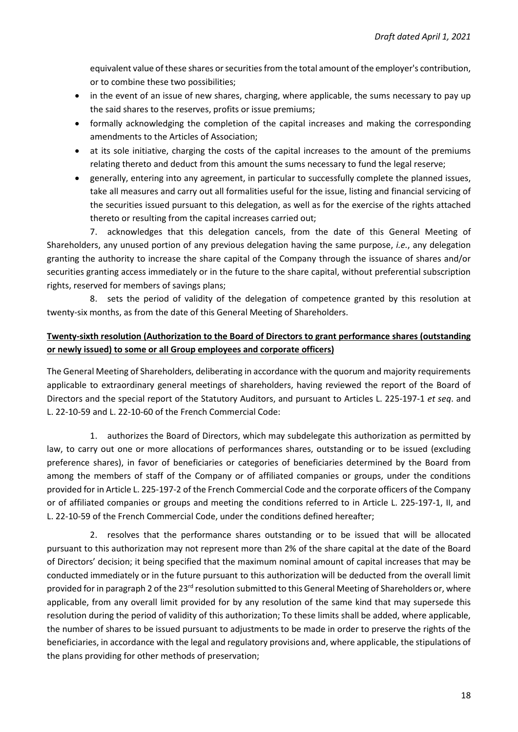equivalent value of these shares or securities from the total amount of the employer's contribution, or to combine these two possibilities;

- in the event of an issue of new shares, charging, where applicable, the sums necessary to pay up the said shares to the reserves, profits or issue premiums;
- formally acknowledging the completion of the capital increases and making the corresponding amendments to the Articles of Association;
- at its sole initiative, charging the costs of the capital increases to the amount of the premiums relating thereto and deduct from this amount the sums necessary to fund the legal reserve;
- generally, entering into any agreement, in particular to successfully complete the planned issues, take all measures and carry out all formalities useful for the issue, listing and financial servicing of the securities issued pursuant to this delegation, as well as for the exercise of the rights attached thereto or resulting from the capital increases carried out;

7. acknowledges that this delegation cancels, from the date of this General Meeting of Shareholders, any unused portion of any previous delegation having the same purpose, *i.e.*, any delegation granting the authority to increase the share capital of the Company through the issuance of shares and/or securities granting access immediately or in the future to the share capital, without preferential subscription rights, reserved for members of savings plans;

8. sets the period of validity of the delegation of competence granted by this resolution at twenty-six months, as from the date of this General Meeting of Shareholders.

**Twenty-sixth resolution (Authorization to the Board of Directors to grant performance shares (outstanding or newly issued) to some or all Group employees and corporate officers)**

The General Meeting of Shareholders, deliberating in accordance with the quorum and majority requirements applicable to extraordinary general meetings of shareholders, having reviewed the report of the Board of Directors and the special report of the Statutory Auditors, and pursuant to Articles L. 225-197-1 *et seq*. and L. 22-10-59 and L. 22-10-60 of the French Commercial Code:

1. authorizes the Board of Directors, which may subdelegate this authorization as permitted by law, to carry out one or more allocations of performances shares, outstanding or to be issued (excluding preference shares), in favor of beneficiaries or categories of beneficiaries determined by the Board from among the members of staff of the Company or of affiliated companies or groups, under the conditions provided for in Article L. 225-197-2 of the French Commercial Code and the corporate officers of the Company or of affiliated companies or groups and meeting the conditions referred to in Article L. 225-197-1, II, and L. 22-10-59 of the French Commercial Code, under the conditions defined hereafter;

2. resolves that the performance shares outstanding or to be issued that will be allocated pursuant to this authorization may not represent more than 2% of the share capital at the date of the Board of Directors' decision; it being specified that the maximum nominal amount of capital increases that may be conducted immediately or in the future pursuant to this authorization will be deducted from the overall limit provided for in paragraph 2 of the 23rd resolution submitted to this General Meeting of Shareholders or, where applicable, from any overall limit provided for by any resolution of the same kind that may supersede this resolution during the period of validity of this authorization; To these limits shall be added, where applicable, the number of shares to be issued pursuant to adjustments to be made in order to preserve the rights of the beneficiaries, in accordance with the legal and regulatory provisions and, where applicable, the stipulations of the plans providing for other methods of preservation;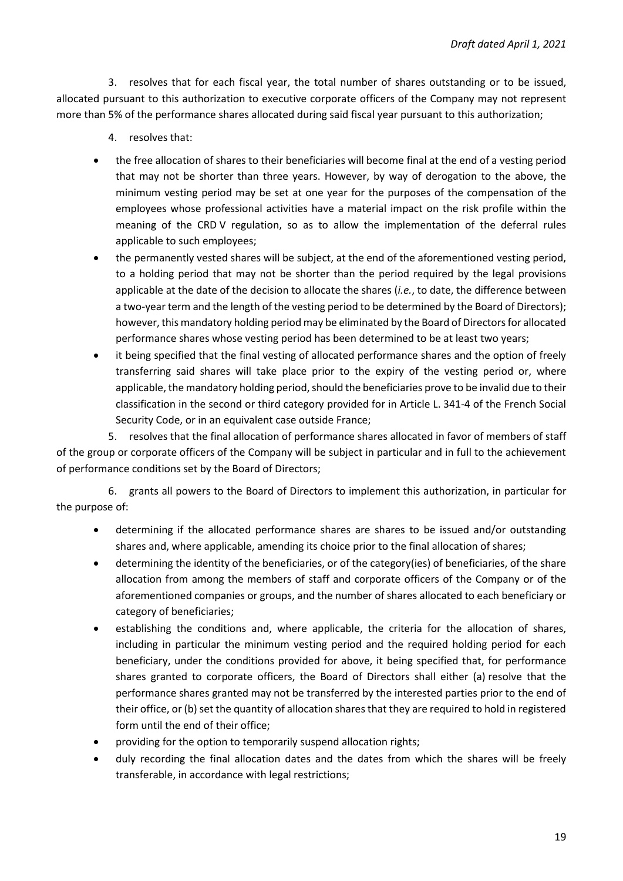3. resolves that for each fiscal year, the total number of shares outstanding or to be issued, allocated pursuant to this authorization to executive corporate officers of the Company may not represent more than 5% of the performance shares allocated during said fiscal year pursuant to this authorization;

4. resolves that:

- the free allocation of shares to their beneficiaries will become final at the end of a vesting period that may not be shorter than three years. However, by way of derogation to the above, the minimum vesting period may be set at one year for the purposes of the compensation of the employees whose professional activities have a material impact on the risk profile within the meaning of the CRD V regulation, so as to allow the implementation of the deferral rules applicable to such employees;
- the permanently vested shares will be subject, at the end of the aforementioned vesting period, to a holding period that may not be shorter than the period required by the legal provisions applicable at the date of the decision to allocate the shares (*i.e.*, to date, the difference between a two-year term and the length of the vesting period to be determined by the Board of Directors); however, this mandatory holding period may be eliminated by the Board of Directors for allocated performance shares whose vesting period has been determined to be at least two years;
- it being specified that the final vesting of allocated performance shares and the option of freely transferring said shares will take place prior to the expiry of the vesting period or, where applicable, the mandatory holding period, should the beneficiaries prove to be invalid due to their classification in the second or third category provided for in Article L. 341-4 of the French Social Security Code, or in an equivalent case outside France;

5. resolves that the final allocation of performance shares allocated in favor of members of staff of the group or corporate officers of the Company will be subject in particular and in full to the achievement of performance conditions set by the Board of Directors;

6. grants all powers to the Board of Directors to implement this authorization, in particular for the purpose of:

- determining if the allocated performance shares are shares to be issued and/or outstanding shares and, where applicable, amending its choice prior to the final allocation of shares;
- determining the identity of the beneficiaries, or of the category(ies) of beneficiaries, of the share allocation from among the members of staff and corporate officers of the Company or of the aforementioned companies or groups, and the number of shares allocated to each beneficiary or category of beneficiaries;
- establishing the conditions and, where applicable, the criteria for the allocation of shares, including in particular the minimum vesting period and the required holding period for each beneficiary, under the conditions provided for above, it being specified that, for performance shares granted to corporate officers, the Board of Directors shall either (a) resolve that the performance shares granted may not be transferred by the interested parties prior to the end of their office, or (b) set the quantity of allocation shares that they are required to hold in registered form until the end of their office;
- providing for the option to temporarily suspend allocation rights;
- duly recording the final allocation dates and the dates from which the shares will be freely transferable, in accordance with legal restrictions;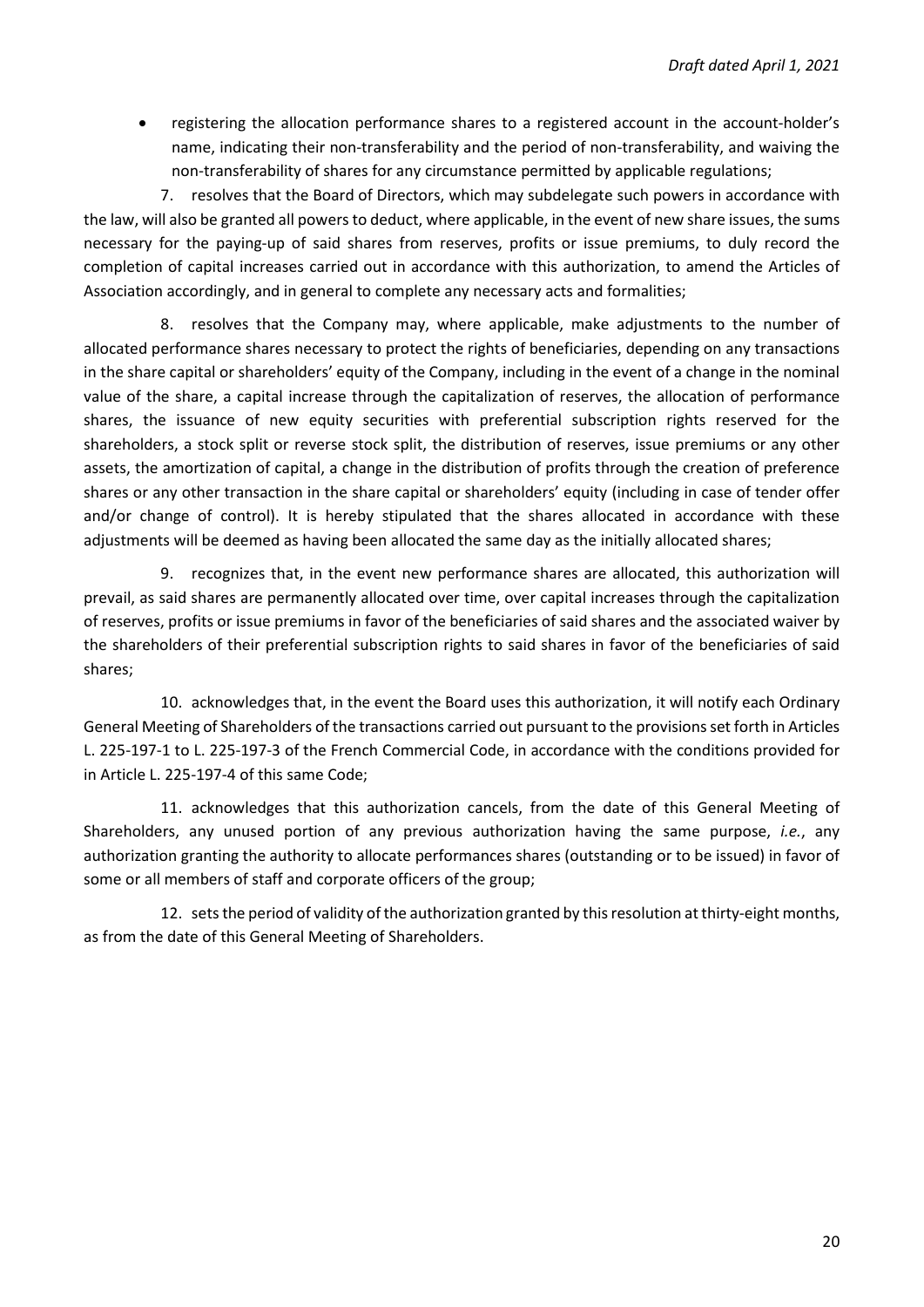- registering the allocation performance shares to a registered account in the account-holder's name, indicating their non-transferability and the period of non-transferability, and waiving the non-transferability of shares for any circumstance permitted by applicable regulations;

7. resolves that the Board of Directors, which may subdelegate such powers in accordance with the law, will also be granted all powers to deduct, where applicable, in the event of new share issues, the sums necessary for the paying-up of said shares from reserves, profits or issue premiums, to duly record the completion of capital increases carried out in accordance with this authorization, to amend the Articles of Association accordingly, and in general to complete any necessary acts and formalities;

8. resolves that the Company may, where applicable, make adjustments to the number of allocated performance shares necessary to protect the rights of beneficiaries, depending on any transactions in the share capital or shareholders' equity of the Company, including in the event of a change in the nominal value of the share, a capital increase through the capitalization of reserves, the allocation of performance shares, the issuance of new equity securities with preferential subscription rights reserved for the shareholders, a stock split or reverse stock split, the distribution of reserves, issue premiums or any other assets, the amortization of capital, a change in the distribution of profits through the creation of preference shares or any other transaction in the share capital or shareholders' equity (including in case of tender offer and/or change of control). It is hereby stipulated that the shares allocated in accordance with these adjustments will be deemed as having been allocated the same day as the initially allocated shares;

9. recognizes that, in the event new performance shares are allocated, this authorization will prevail, as said shares are permanently allocated over time, over capital increases through the capitalization of reserves, profits or issue premiums in favor of the beneficiaries of said shares and the associated waiver by the shareholders of their preferential subscription rights to said shares in favor of the beneficiaries of said shares;

10. acknowledges that, in the event the Board uses this authorization, it will notify each Ordinary General Meeting of Shareholders of the transactions carried out pursuant to the provisions set forth in Articles L. 225-197-1 to L. 225-197-3 of the French Commercial Code, in accordance with the conditions provided for in Article L. 225-197-4 of this same Code;

11. acknowledges that this authorization cancels, from the date of this General Meeting of Shareholders, any unused portion of any previous authorization having the same purpose, *i.e.*, any authorization granting the authority to allocate performances shares (outstanding or to be issued) in favor of some or all members of staff and corporate officers of the group;

12. sets the period of validity of the authorization granted by this resolution at thirty-eight months, as from the date of this General Meeting of Shareholders.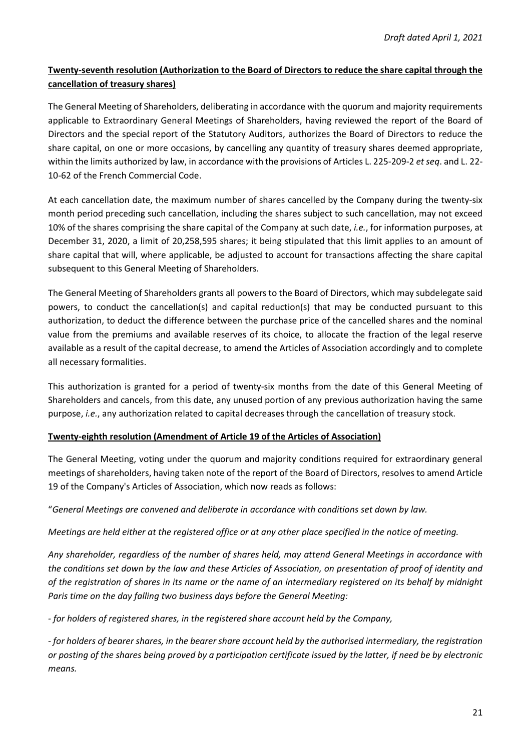**<u>Twenty-seventh resolution (Authorization to the Board of Directors to reduce the share capital through the cancellation of treasury shares)</u>**

The General Meeting of Shareholders, deliberating in accordance with the quorum and majority requirements applicable to Extraordinary General Meetings of Shareholders, having reviewed the report of the Board of Directors and the special report of the Statutory Auditors, authorizes the Board of Directors to reduce the share capital, on one or more occasions, by cancelling any quantity of treasury shares deemed appropriate, within the limits authorized by law, in accordance with the provisions of Articles L. 225-209-2 *et seq*. and L. 22-10-62 of the French Commercial Code.

At each cancellation date, the maximum number of shares cancelled by the Company during the twenty-six month period preceding such cancellation, including the shares subject to such cancellation, may not exceed 10% of the shares comprising the share capital of the Company at such date, *i.e.*, for information purposes, at December 31, 2020, a limit of 20,258,595 shares; it being stipulated that this limit applies to an amount of share capital that will, where applicable, be adjusted to account for transactions affecting the share capital subsequent to this General Meeting of Shareholders.

The General Meeting of Shareholders grants all powers to the Board of Directors, which may subdelegate said powers, to conduct the cancellation(s) and capital reduction(s) that may be conducted pursuant to this authorization, to deduct the difference between the purchase price of the cancelled shares and the nominal value from the premiums and available reserves of its choice, to allocate the fraction of the legal reserve available as a result of the capital decrease, to amend the Articles of Association accordingly and to complete all necessary formalities.

This authorization is granted for a period of twenty-six months from the date of this General Meeting of Shareholders and cancels, from this date, any unused portion of any previous authorization having the same purpose, *i.e.*, any authorization related to capital decreases through the cancellation of treasury stock.

**<u>Twenty-eighth resolution (Amendment of Article 19 of the Articles of Association)</u>**

The General Meeting, voting under the quorum and majority conditions required for extraordinary general meetings of shareholders, having taken note of the report of the Board of Directors, resolves to amend Article 19 of the Company's Articles of Association, which now reads as follows:

"*General Meetings are convened and deliberate in accordance with conditions set down by law.*

*Meetings are held either at the registered office or at any other place specified in the notice of meeting.*

*Any shareholder, regardless of the number of shares held, may attend General Meetings in accordance with the conditions set down by the law and these Articles of Association, on presentation of proof of identity and of the registration of shares in its name or the name of an intermediary registered on its behalf by midnight Paris time on the day falling two business days before the General Meeting:*

*- for holders of registered shares, in the registered share account held by the Company,*

*- for holders of bearer shares, in the bearer share account held by the authorised intermediary, the registration or posting of the shares being proved by a participation certificate issued by the latter, if need be by electronic means.*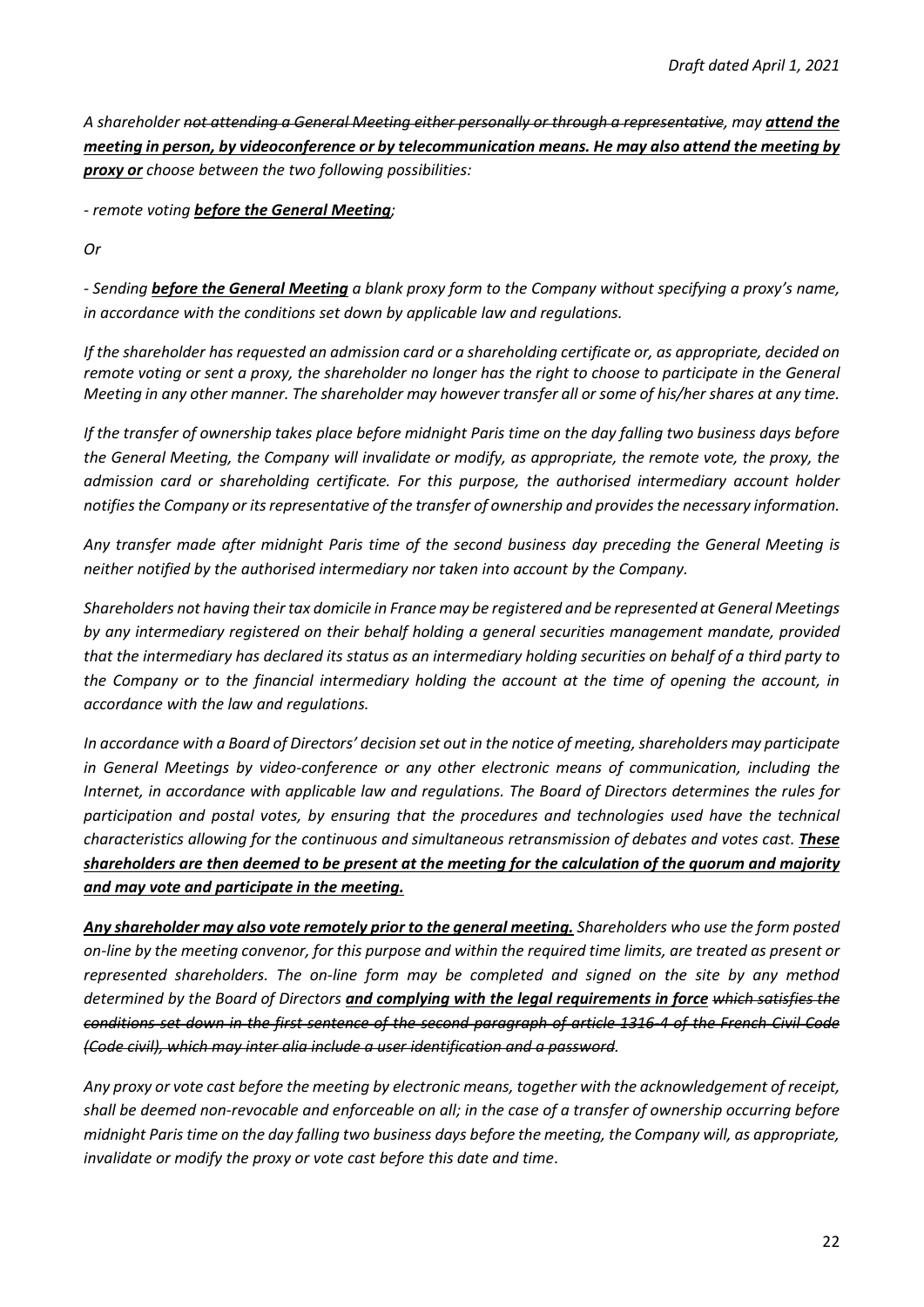*A shareholder ~~not attending a General Meeting either personally or through a representative~~, may **attend the meeting in person, by videoconference or by telecommunication means. He may also attend the meeting by proxy or** choose between the two following possibilities:*

*- remote voting **before the General Meeting**;*

*Or*

*- Sending **before the General Meeting** a blank proxy form to the Company without specifying a proxy's name, in accordance with the conditions set down by applicable law and regulations.*

*If the shareholder has requested an admission card or a shareholding certificate or, as appropriate, decided on remote voting or sent a proxy, the shareholder no longer has the right to choose to participate in the General Meeting in any other manner. The shareholder may however transfer all or some of his/her shares at any time.*

*If the transfer of ownership takes place before midnight Paris time on the day falling two business days before the General Meeting, the Company will invalidate or modify, as appropriate, the remote vote, the proxy, the admission card or shareholding certificate. For this purpose, the authorised intermediary account holder notifies the Company or its representative of the transfer of ownership and provides the necessary information.*

*Any transfer made after midnight Paris time of the second business day preceding the General Meeting is neither notified by the authorised intermediary nor taken into account by the Company.*

*Shareholders not having their tax domicile in France may be registered and be represented at General Meetings by any intermediary registered on their behalf holding a general securities management mandate, provided that the intermediary has declared its status as an intermediary holding securities on behalf of a third party to the Company or to the financial intermediary holding the account at the time of opening the account, in accordance with the law and regulations.*

*In accordance with a Board of Directors' decision set out in the notice of meeting, shareholders may participate in General Meetings by video-conference or any other electronic means of communication, including the Internet, in accordance with applicable law and regulations. The Board of Directors determines the rules for participation and postal votes, by ensuring that the procedures and technologies used have the technical characteristics allowing for the continuous and simultaneous retransmission of debates and votes cast. **These shareholders are then deemed to be present at the meeting for the calculation of the quorum and majority and may vote and participate in the meeting.***

***Any shareholder may also vote remotely prior to the general meeting.** Shareholders who use the form posted on-line by the meeting convenor, for this purpose and within the required time limits, are treated as present or represented shareholders. The on-line form may be completed and signed on the site by any method determined by the Board of Directors **and complying with the legal requirements in force** ~~which satisfies the conditions set down in the first sentence of the second paragraph of article 1316-4 of the French Civil Code (Code civil), which may inter alia include a user identification and a password~~.*

*Any proxy or vote cast before the meeting by electronic means, together with the acknowledgement of receipt, shall be deemed non-revocable and enforceable on all; in the case of a transfer of ownership occurring before midnight Paris time on the day falling two business days before the meeting, the Company will, as appropriate, invalidate or modify the proxy or vote cast before this date and time.*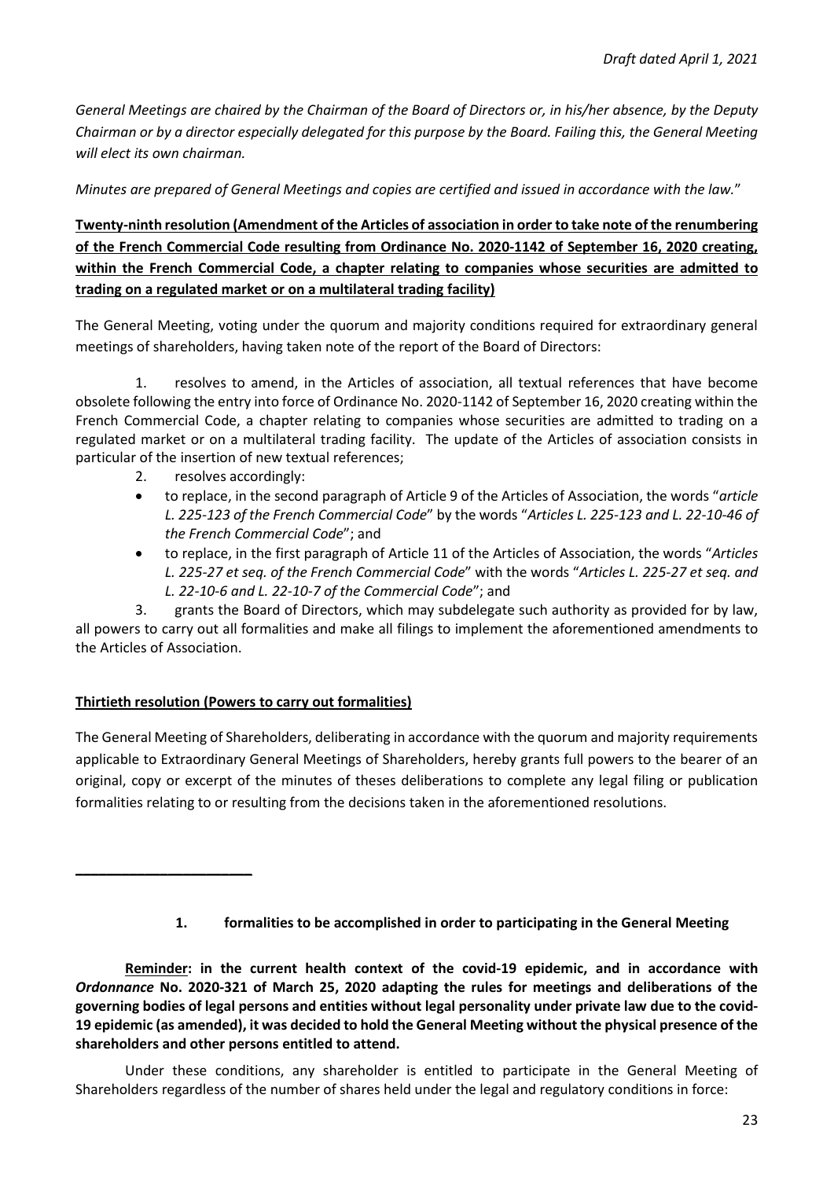*General Meetings are chaired by the Chairman of the Board of Directors or, in his/her absence, by the Deputy Chairman or by a director especially delegated for this purpose by the Board. Failing this, the General Meeting will elect its own chairman.*

*Minutes are prepared of General Meetings and copies are certified and issued in accordance with the law.*"

**Twenty-ninth resolution (Amendment of the Articles of association in order to take note of the renumbering of the French Commercial Code resulting from Ordinance No. 2020-1142 of September 16, 2020 creating, within the French Commercial Code, a chapter relating to companies whose securities are admitted to trading on a regulated market or on a multilateral trading facility)**

The General Meeting, voting under the quorum and majority conditions required for extraordinary general meetings of shareholders, having taken note of the report of the Board of Directors:

1. resolves to amend, in the Articles of association, all textual references that have become obsolete following the entry into force of Ordinance No. 2020-1142 of September 16, 2020 creating within the French Commercial Code, a chapter relating to companies whose securities are admitted to trading on a regulated market or on a multilateral trading facility. The update of the Articles of association consists in particular of the insertion of new textual references;
2. resolves accordingly:
   - to replace, in the second paragraph of Article 9 of the Articles of Association, the words "*article L. 225-123 of the French Commercial Code*" by the words "*Articles L. 225-123 and L. 22-10-46 of the French Commercial Code*"; and
   - to replace, in the first paragraph of Article 11 of the Articles of Association, the words "*Articles L. 225-27 et seq. of the French Commercial Code*" with the words "*Articles L. 225-27 et seq. and L. 22-10-6 and L. 22-10-7 of the Commercial Code*"; and
3. grants the Board of Directors, which may subdelegate such authority as provided for by law, all powers to carry out all formalities and make all filings to implement the aforementioned amendments to the Articles of Association.

**Thirtieth resolution (Powers to carry out formalities)**

The General Meeting of Shareholders, deliberating in accordance with the quorum and majority requirements applicable to Extraordinary General Meetings of Shareholders, hereby grants full powers to the bearer of an original, copy or excerpt of the minutes of theses deliberations to complete any legal filing or publication formalities relating to or resulting from the decisions taken in the aforementioned resolutions.

---

## 1. formalities to be accomplished in order to participating in the General Meeting

**Reminder: in the current health context of the covid-19 epidemic, and in accordance with *Ordonnance* No. 2020-321 of March 25, 2020 adapting the rules for meetings and deliberations of the governing bodies of legal persons and entities without legal personality under private law due to the covid-19 epidemic (as amended), it was decided to hold the General Meeting without the physical presence of the shareholders and other persons entitled to attend.**

Under these conditions, any shareholder is entitled to participate in the General Meeting of Shareholders regardless of the number of shares held under the legal and regulatory conditions in force: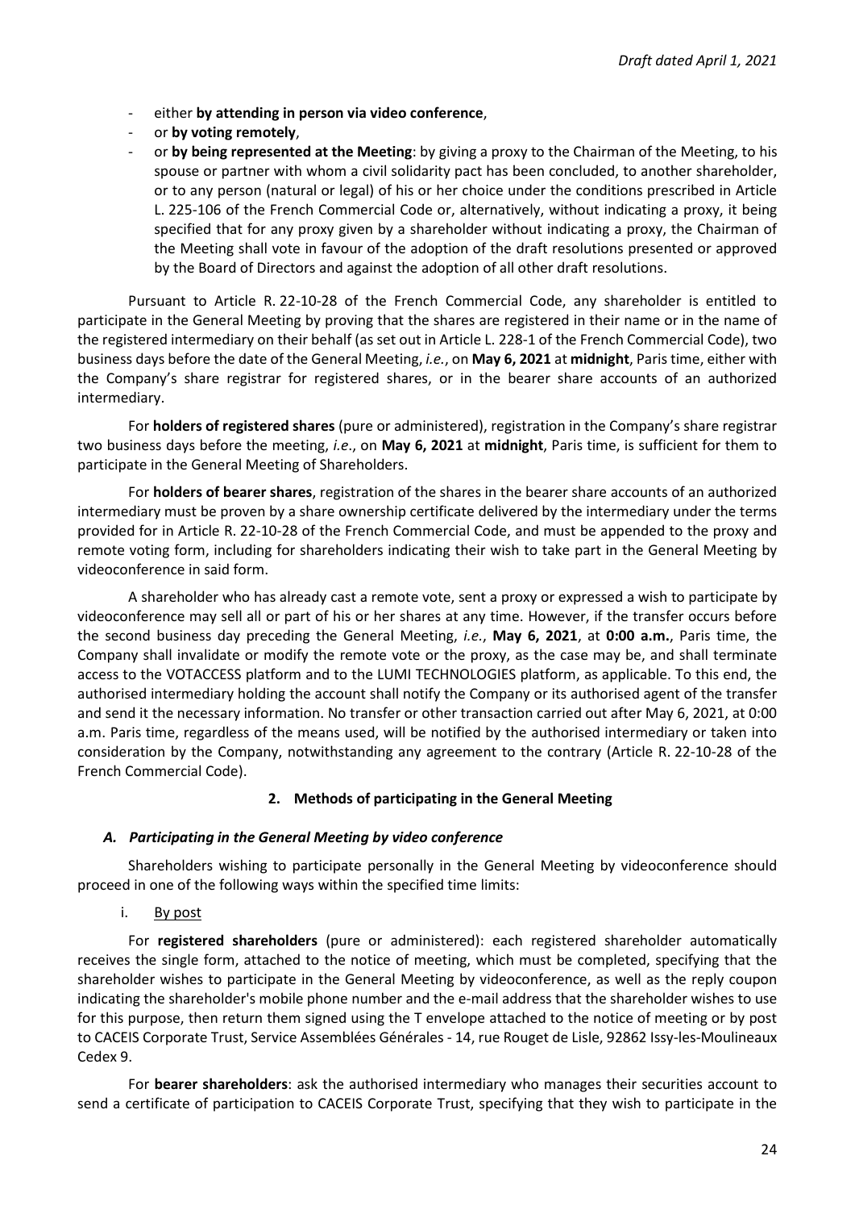- either **by attending in person via video conference**,
- or **by voting remotely**,
- or **by being represented at the Meeting**: by giving a proxy to the Chairman of the Meeting, to his spouse or partner with whom a civil solidarity pact has been concluded, to another shareholder, or to any person (natural or legal) of his or her choice under the conditions prescribed in Article L. 225-106 of the French Commercial Code or, alternatively, without indicating a proxy, it being specified that for any proxy given by a shareholder without indicating a proxy, the Chairman of the Meeting shall vote in favour of the adoption of the draft resolutions presented or approved by the Board of Directors and against the adoption of all other draft resolutions.

Pursuant to Article R. 22-10-28 of the French Commercial Code, any shareholder is entitled to participate in the General Meeting by proving that the shares are registered in their name or in the name of the registered intermediary on their behalf (as set out in Article L. 228-1 of the French Commercial Code), two business days before the date of the General Meeting, *i.e.*, on **May 6, 2021** at **midnight**, Paris time, either with the Company's share registrar for registered shares, or in the bearer share accounts of an authorized intermediary.

For **holders of registered shares** (pure or administered), registration in the Company's share registrar two business days before the meeting, *i.e*., on **May 6, 2021** at **midnight**, Paris time, is sufficient for them to participate in the General Meeting of Shareholders.

For **holders of bearer shares**, registration of the shares in the bearer share accounts of an authorized intermediary must be proven by a share ownership certificate delivered by the intermediary under the terms provided for in Article R. 22-10-28 of the French Commercial Code, and must be appended to the proxy and remote voting form, including for shareholders indicating their wish to take part in the General Meeting by videoconference in said form.

A shareholder who has already cast a remote vote, sent a proxy or expressed a wish to participate by videoconference may sell all or part of his or her shares at any time. However, if the transfer occurs before the second business day preceding the General Meeting, *i.e.*, **May 6, 2021**, at **0:00 a.m.**, Paris time, the Company shall invalidate or modify the remote vote or the proxy, as the case may be, and shall terminate access to the VOTACCESS platform and to the LUMI TECHNOLOGIES platform, as applicable. To this end, the authorised intermediary holding the account shall notify the Company or its authorised agent of the transfer and send it the necessary information. No transfer or other transaction carried out after May 6, 2021, at 0:00 a.m. Paris time, regardless of the means used, will be notified by the authorised intermediary or taken into consideration by the Company, notwithstanding any agreement to the contrary (Article R. 22-10-28 of the French Commercial Code).

## 2. Methods of participating in the General Meeting

### *A. Participating in the General Meeting by video conference*

Shareholders wishing to participate personally in the General Meeting by videoconference should proceed in one of the following ways within the specified time limits:

i. By post

For **registered shareholders** (pure or administered): each registered shareholder automatically receives the single form, attached to the notice of meeting, which must be completed, specifying that the shareholder wishes to participate in the General Meeting by videoconference, as well as the reply coupon indicating the shareholder's mobile phone number and the e-mail address that the shareholder wishes to use for this purpose, then return them signed using the T envelope attached to the notice of meeting or by post to CACEIS Corporate Trust, Service Assemblées Générales - 14, rue Rouget de Lisle, 92862 Issy-les-Moulineaux Cedex 9.

For **bearer shareholders**: ask the authorised intermediary who manages their securities account to send a certificate of participation to CACEIS Corporate Trust, specifying that they wish to participate in the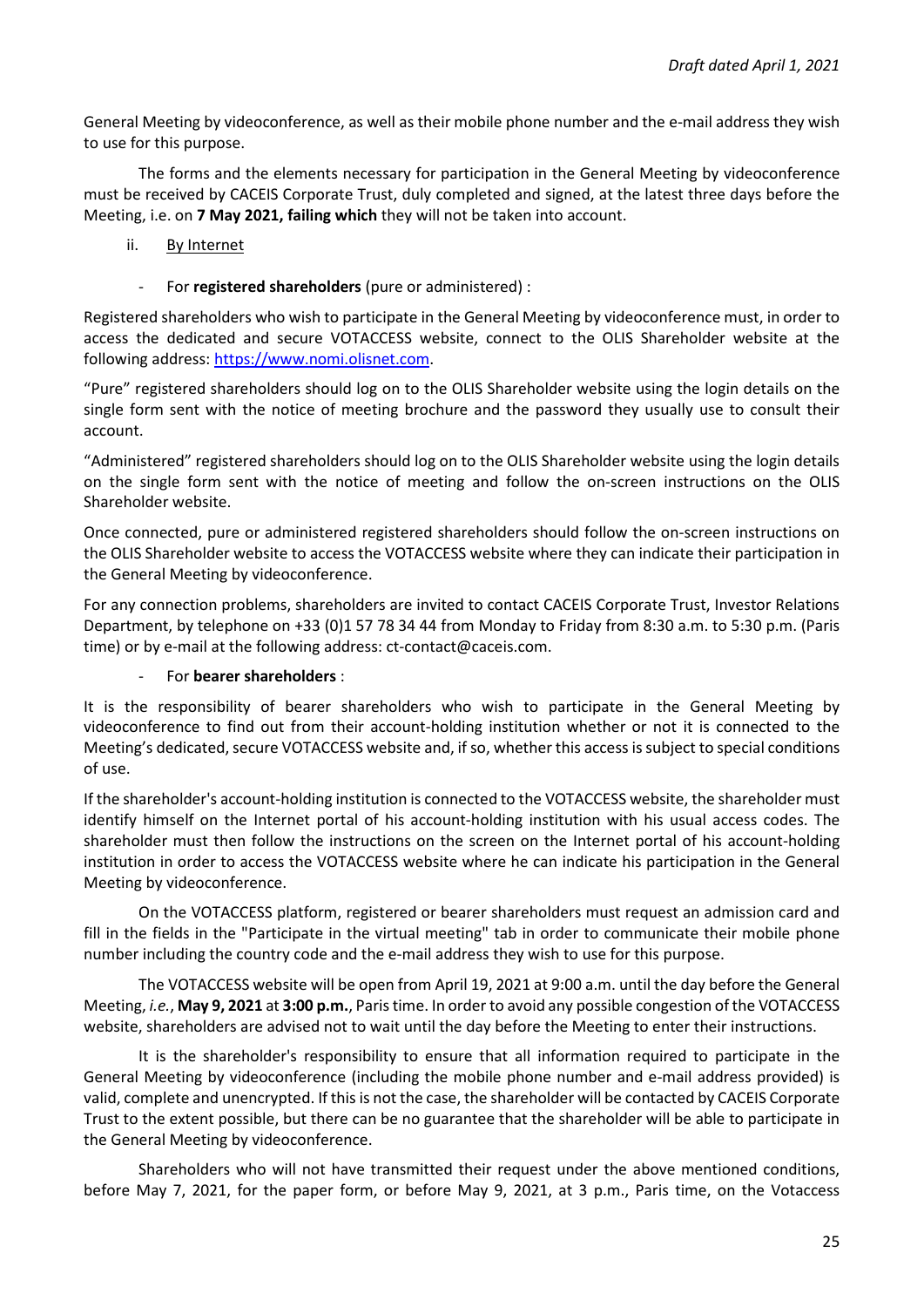General Meeting by videoconference, as well as their mobile phone number and the e-mail address they wish to use for this purpose.

The forms and the elements necessary for participation in the General Meeting by videoconference must be received by CACEIS Corporate Trust, duly completed and signed, at the latest three days before the Meeting, i.e. on **7 May 2021, failing which** they will not be taken into account.

ii. By Internet

- For **registered shareholders** (pure or administered) :

Registered shareholders who wish to participate in the General Meeting by videoconference must, in order to access the dedicated and secure VOTACCESS website, connect to the OLIS Shareholder website at the following address: https://www.nomi.olisnet.com.

"Pure" registered shareholders should log on to the OLIS Shareholder website using the login details on the single form sent with the notice of meeting brochure and the password they usually use to consult their account.

"Administered" registered shareholders should log on to the OLIS Shareholder website using the login details on the single form sent with the notice of meeting and follow the on-screen instructions on the OLIS Shareholder website.

Once connected, pure or administered registered shareholders should follow the on-screen instructions on the OLIS Shareholder website to access the VOTACCESS website where they can indicate their participation in the General Meeting by videoconference.

For any connection problems, shareholders are invited to contact CACEIS Corporate Trust, Investor Relations Department, by telephone on +33 (0)1 57 78 34 44 from Monday to Friday from 8:30 a.m. to 5:30 p.m. (Paris time) or by e-mail at the following address: ct-contact@caceis.com.

- For **bearer shareholders** :

It is the responsibility of bearer shareholders who wish to participate in the General Meeting by videoconference to find out from their account-holding institution whether or not it is connected to the Meeting's dedicated, secure VOTACCESS website and, if so, whether this access is subject to special conditions of use.

If the shareholder's account-holding institution is connected to the VOTACCESS website, the shareholder must identify himself on the Internet portal of his account-holding institution with his usual access codes. The shareholder must then follow the instructions on the screen on the Internet portal of his account-holding institution in order to access the VOTACCESS website where he can indicate his participation in the General Meeting by videoconference.

On the VOTACCESS platform, registered or bearer shareholders must request an admission card and fill in the fields in the "Participate in the virtual meeting" tab in order to communicate their mobile phone number including the country code and the e-mail address they wish to use for this purpose.

The VOTACCESS website will be open from April 19, 2021 at 9:00 a.m. until the day before the General Meeting, *i.e.*, **May 9, 2021** at **3:00 p.m.**, Paris time. In order to avoid any possible congestion of the VOTACCESS website, shareholders are advised not to wait until the day before the Meeting to enter their instructions.

It is the shareholder's responsibility to ensure that all information required to participate in the General Meeting by videoconference (including the mobile phone number and e-mail address provided) is valid, complete and unencrypted. If this is not the case, the shareholder will be contacted by CACEIS Corporate Trust to the extent possible, but there can be no guarantee that the shareholder will be able to participate in the General Meeting by videoconference.

Shareholders who will not have transmitted their request under the above mentioned conditions, before May 7, 2021, for the paper form, or before May 9, 2021, at 3 p.m., Paris time, on the Votaccess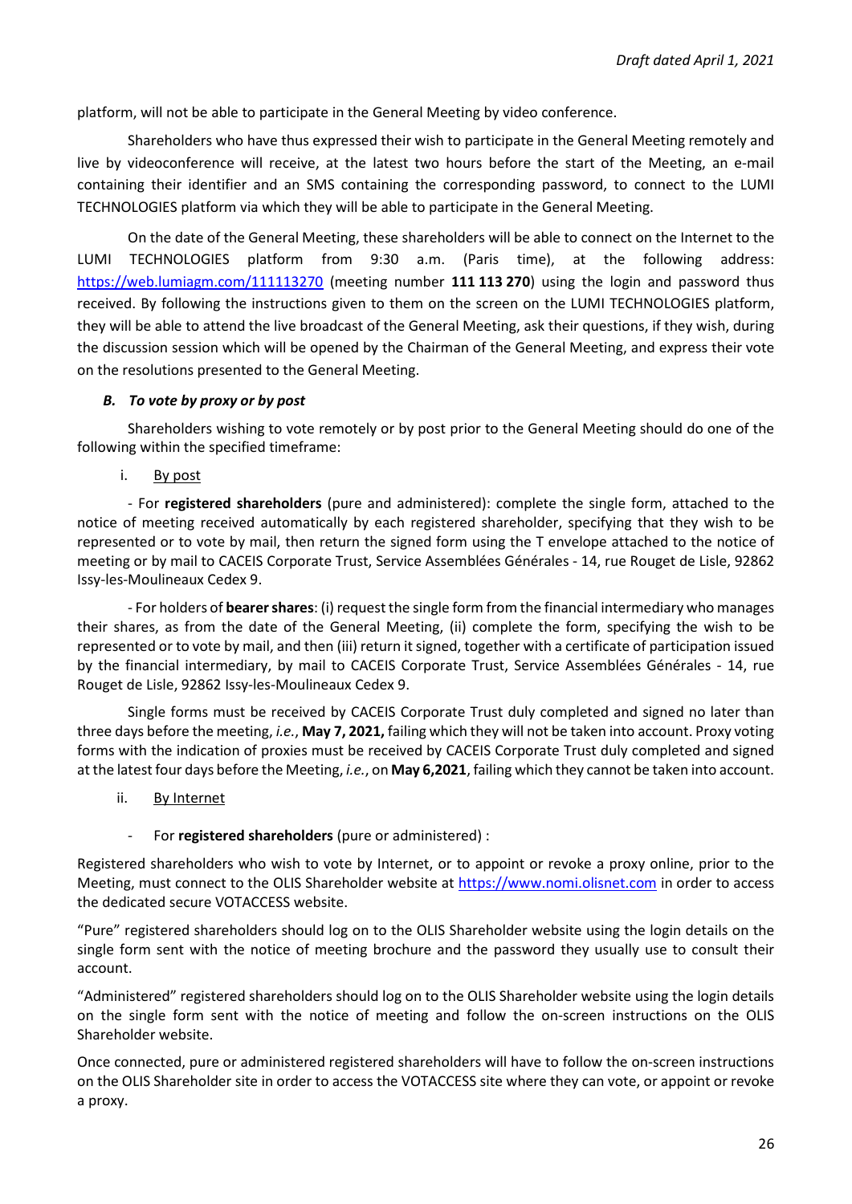platform, will not be able to participate in the General Meeting by video conference.

Shareholders who have thus expressed their wish to participate in the General Meeting remotely and live by videoconference will receive, at the latest two hours before the start of the Meeting, an e-mail containing their identifier and an SMS containing the corresponding password, to connect to the LUMI TECHNOLOGIES platform via which they will be able to participate in the General Meeting.

On the date of the General Meeting, these shareholders will be able to connect on the Internet to the LUMI TECHNOLOGIES platform from 9:30 a.m. (Paris time), at the following address: https://web.lumiagm.com/111113270 (meeting number **111 113 270**) using the login and password thus received. By following the instructions given to them on the screen on the LUMI TECHNOLOGIES platform, they will be able to attend the live broadcast of the General Meeting, ask their questions, if they wish, during the discussion session which will be opened by the Chairman of the General Meeting, and express their vote on the resolutions presented to the General Meeting.

### *B. To vote by proxy or by post*

Shareholders wishing to vote remotely or by post prior to the General Meeting should do one of the following within the specified timeframe:

i. By post

- For **registered shareholders** (pure and administered): complete the single form, attached to the notice of meeting received automatically by each registered shareholder, specifying that they wish to be represented or to vote by mail, then return the signed form using the T envelope attached to the notice of meeting or by mail to CACEIS Corporate Trust, Service Assemblées Générales - 14, rue Rouget de Lisle, 92862 Issy-les-Moulineaux Cedex 9.

- For holders of **bearer shares**: (i) request the single form from the financial intermediary who manages their shares, as from the date of the General Meeting, (ii) complete the form, specifying the wish to be represented or to vote by mail, and then (iii) return it signed, together with a certificate of participation issued by the financial intermediary, by mail to CACEIS Corporate Trust, Service Assemblées Générales - 14, rue Rouget de Lisle, 92862 Issy-les-Moulineaux Cedex 9.

Single forms must be received by CACEIS Corporate Trust duly completed and signed no later than three days before the meeting, *i.e.*, **May 7, 2021,** failing which they will not be taken into account. Proxy voting forms with the indication of proxies must be received by CACEIS Corporate Trust duly completed and signed at the latest four days before the Meeting, *i.e.*, on **May 6,2021**, failing which they cannot be taken into account.

ii. By Internet

- For **registered shareholders** (pure or administered) :

Registered shareholders who wish to vote by Internet, or to appoint or revoke a proxy online, prior to the Meeting, must connect to the OLIS Shareholder website at https://www.nomi.olisnet.com in order to access the dedicated secure VOTACCESS website.

"Pure" registered shareholders should log on to the OLIS Shareholder website using the login details on the single form sent with the notice of meeting brochure and the password they usually use to consult their account.

"Administered" registered shareholders should log on to the OLIS Shareholder website using the login details on the single form sent with the notice of meeting and follow the on-screen instructions on the OLIS Shareholder website.

Once connected, pure or administered registered shareholders will have to follow the on-screen instructions on the OLIS Shareholder site in order to access the VOTACCESS site where they can vote, or appoint or revoke a proxy.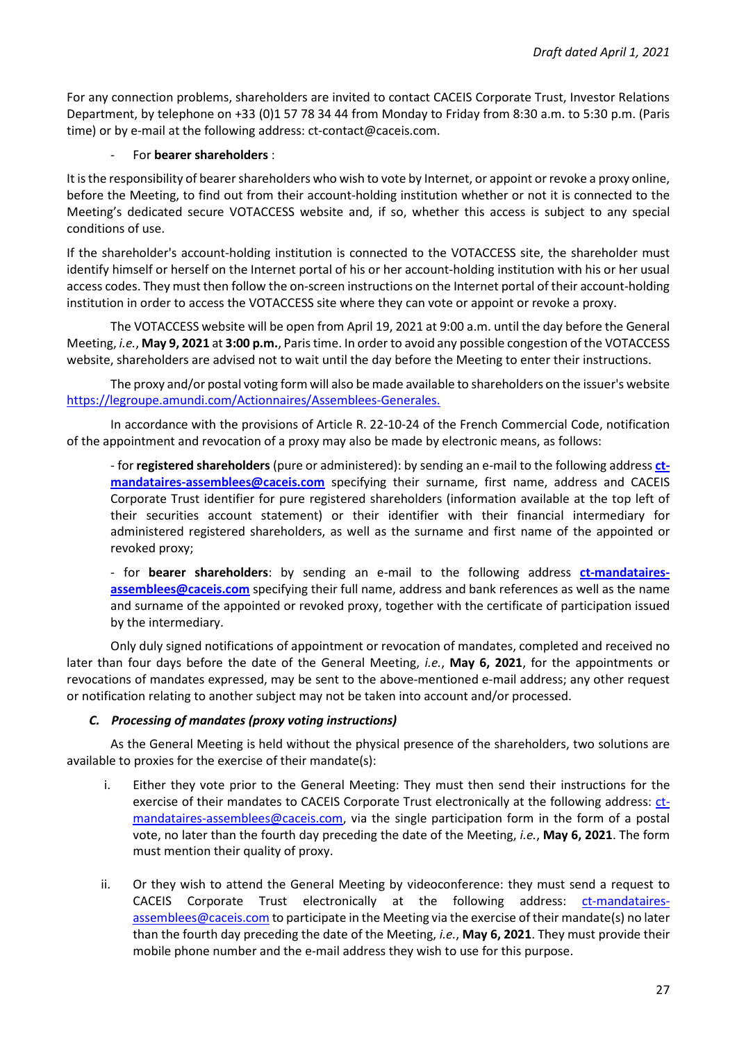For any connection problems, shareholders are invited to contact CACEIS Corporate Trust, Investor Relations Department, by telephone on +33 (0)1 57 78 34 44 from Monday to Friday from 8:30 a.m. to 5:30 p.m. (Paris time) or by e-mail at the following address: ct-contact@caceis.com.

- For **bearer shareholders** :

It is the responsibility of bearer shareholders who wish to vote by Internet, or appoint or revoke a proxy online, before the Meeting, to find out from their account-holding institution whether or not it is connected to the Meeting's dedicated secure VOTACCESS website and, if so, whether this access is subject to any special conditions of use.

If the shareholder's account-holding institution is connected to the VOTACCESS site, the shareholder must identify himself or herself on the Internet portal of his or her account-holding institution with his or her usual access codes. They must then follow the on-screen instructions on the Internet portal of their account-holding institution in order to access the VOTACCESS site where they can vote or appoint or revoke a proxy.

The VOTACCESS website will be open from April 19, 2021 at 9:00 a.m. until the day before the General Meeting, *i.e.*, **May 9, 2021** at **3:00 p.m.**, Paris time. In order to avoid any possible congestion of the VOTACCESS website, shareholders are advised not to wait until the day before the Meeting to enter their instructions.

The proxy and/or postal voting form will also be made available to shareholders on the issuer's website https://legroupe.amundi.com/Actionnaires/Assemblees-Generales.

In accordance with the provisions of Article R. 22-10-24 of the French Commercial Code, notification of the appointment and revocation of a proxy may also be made by electronic means, as follows:

- for **registered shareholders** (pure or administered): by sending an e-mail to the following address **ct-mandataires-assemblees@caceis.com** specifying their surname, first name, address and CACEIS Corporate Trust identifier for pure registered shareholders (information available at the top left of their securities account statement) or their identifier with their financial intermediary for administered registered shareholders, as well as the surname and first name of the appointed or revoked proxy;

- for **bearer shareholders**: by sending an e-mail to the following address **ct-mandataires-assemblees@caceis.com** specifying their full name, address and bank references as well as the name and surname of the appointed or revoked proxy, together with the certificate of participation issued by the intermediary.

Only duly signed notifications of appointment or revocation of mandates, completed and received no later than four days before the date of the General Meeting, *i.e.*, **May 6, 2021**, for the appointments or revocations of mandates expressed, may be sent to the above-mentioned e-mail address; any other request or notification relating to another subject may not be taken into account and/or processed.

### *C. Processing of mandates (proxy voting instructions)*

As the General Meeting is held without the physical presence of the shareholders, two solutions are available to proxies for the exercise of their mandate(s):

i. Either they vote prior to the General Meeting: They must then send their instructions for the exercise of their mandates to CACEIS Corporate Trust electronically at the following address: ct-mandataires-assemblees@caceis.com, via the single participation form in the form of a postal vote, no later than the fourth day preceding the date of the Meeting, *i.e.*, **May 6, 2021**. The form must mention their quality of proxy.

ii. Or they wish to attend the General Meeting by videoconference: they must send a request to CACEIS Corporate Trust electronically at the following address: ct-mandataires-assemblees@caceis.com to participate in the Meeting via the exercise of their mandate(s) no later than the fourth day preceding the date of the Meeting, *i.e.*, **May 6, 2021**. They must provide their mobile phone number and the e-mail address they wish to use for this purpose.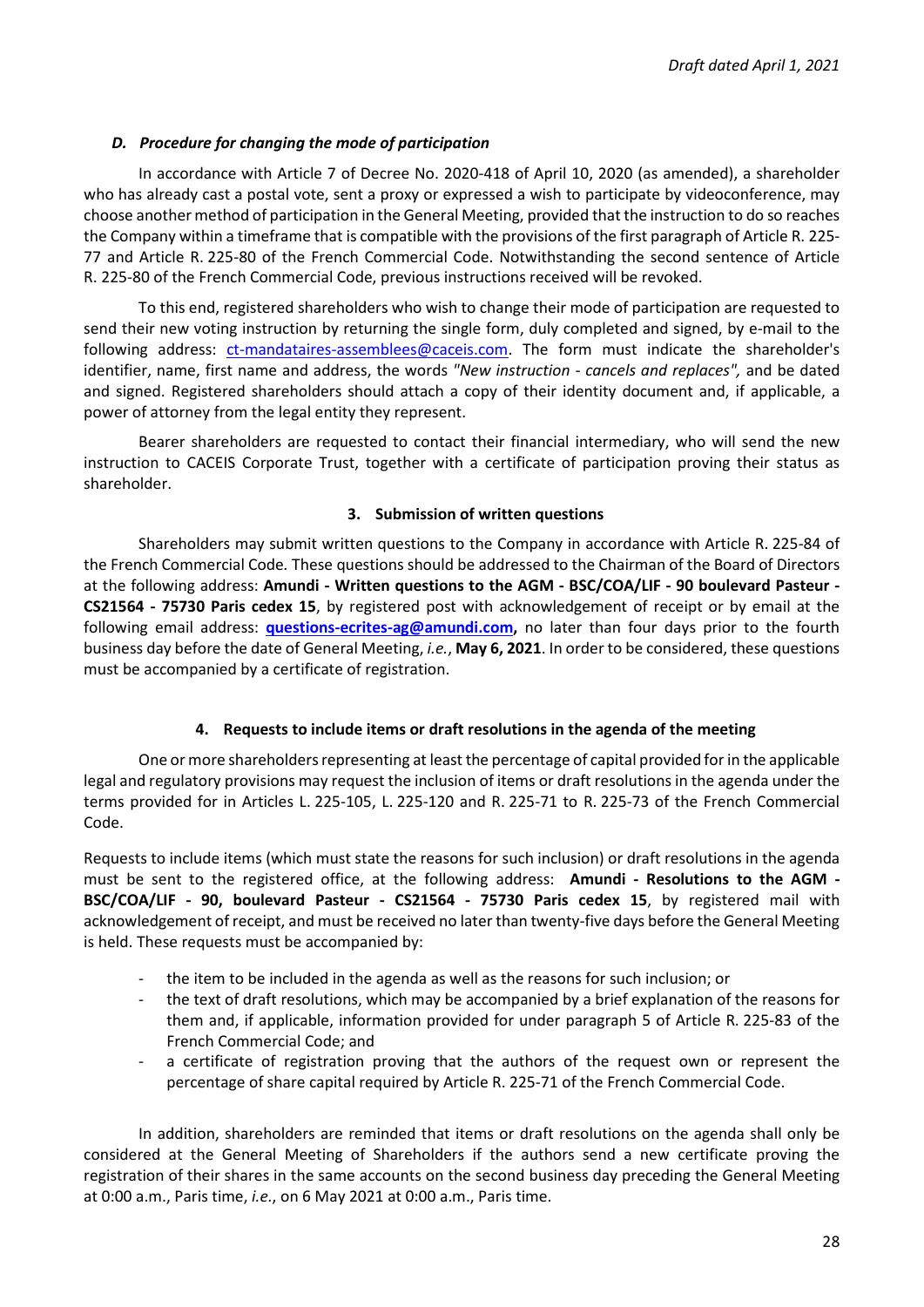### *D. Procedure for changing the mode of participation*

In accordance with Article 7 of Decree No. 2020-418 of April 10, 2020 (as amended), a shareholder who has already cast a postal vote, sent a proxy or expressed a wish to participate by videoconference, may choose another method of participation in the General Meeting, provided that the instruction to do so reaches the Company within a timeframe that is compatible with the provisions of the first paragraph of Article R. 225-77 and Article R. 225-80 of the French Commercial Code. Notwithstanding the second sentence of Article R. 225-80 of the French Commercial Code, previous instructions received will be revoked.

To this end, registered shareholders who wish to change their mode of participation are requested to send their new voting instruction by returning the single form, duly completed and signed, by e-mail to the following address: ct-mandataires-assemblees@caceis.com. The form must indicate the shareholder's identifier, name, first name and address, the words *"New instruction - cancels and replaces",* and be dated and signed. Registered shareholders should attach a copy of their identity document and, if applicable, a power of attorney from the legal entity they represent.

Bearer shareholders are requested to contact their financial intermediary, who will send the new instruction to CACEIS Corporate Trust, together with a certificate of participation proving their status as shareholder.

## 3. Submission of written questions

Shareholders may submit written questions to the Company in accordance with Article R. 225-84 of the French Commercial Code. These questions should be addressed to the Chairman of the Board of Directors at the following address: **Amundi - Written questions to the AGM - BSC/COA/LIF - 90 boulevard Pasteur - CS21564 - 75730 Paris cedex 15**, by registered post with acknowledgement of receipt or by email at the following email address: **questions-ecrites-ag@amundi.com,** no later than four days prior to the fourth business day before the date of General Meeting, *i.e.*, **May 6, 2021**. In order to be considered, these questions must be accompanied by a certificate of registration.

## 4. Requests to include items or draft resolutions in the agenda of the meeting

One or more shareholders representing at least the percentage of capital provided for in the applicable legal and regulatory provisions may request the inclusion of items or draft resolutions in the agenda under the terms provided for in Articles L. 225-105, L. 225-120 and R. 225-71 to R. 225-73 of the French Commercial Code.

Requests to include items (which must state the reasons for such inclusion) or draft resolutions in the agenda must be sent to the registered office, at the following address: **Amundi - Resolutions to the AGM - BSC/COA/LIF - 90, boulevard Pasteur - CS21564 - 75730 Paris cedex 15**, by registered mail with acknowledgement of receipt, and must be received no later than twenty-five days before the General Meeting is held. These requests must be accompanied by:

- the item to be included in the agenda as well as the reasons for such inclusion; or
- the text of draft resolutions, which may be accompanied by a brief explanation of the reasons for them and, if applicable, information provided for under paragraph 5 of Article R. 225-83 of the French Commercial Code; and
- a certificate of registration proving that the authors of the request own or represent the percentage of share capital required by Article R. 225-71 of the French Commercial Code.

In addition, shareholders are reminded that items or draft resolutions on the agenda shall only be considered at the General Meeting of Shareholders if the authors send a new certificate proving the registration of their shares in the same accounts on the second business day preceding the General Meeting at 0:00 a.m., Paris time, *i.e.*, on 6 May 2021 at 0:00 a.m., Paris time.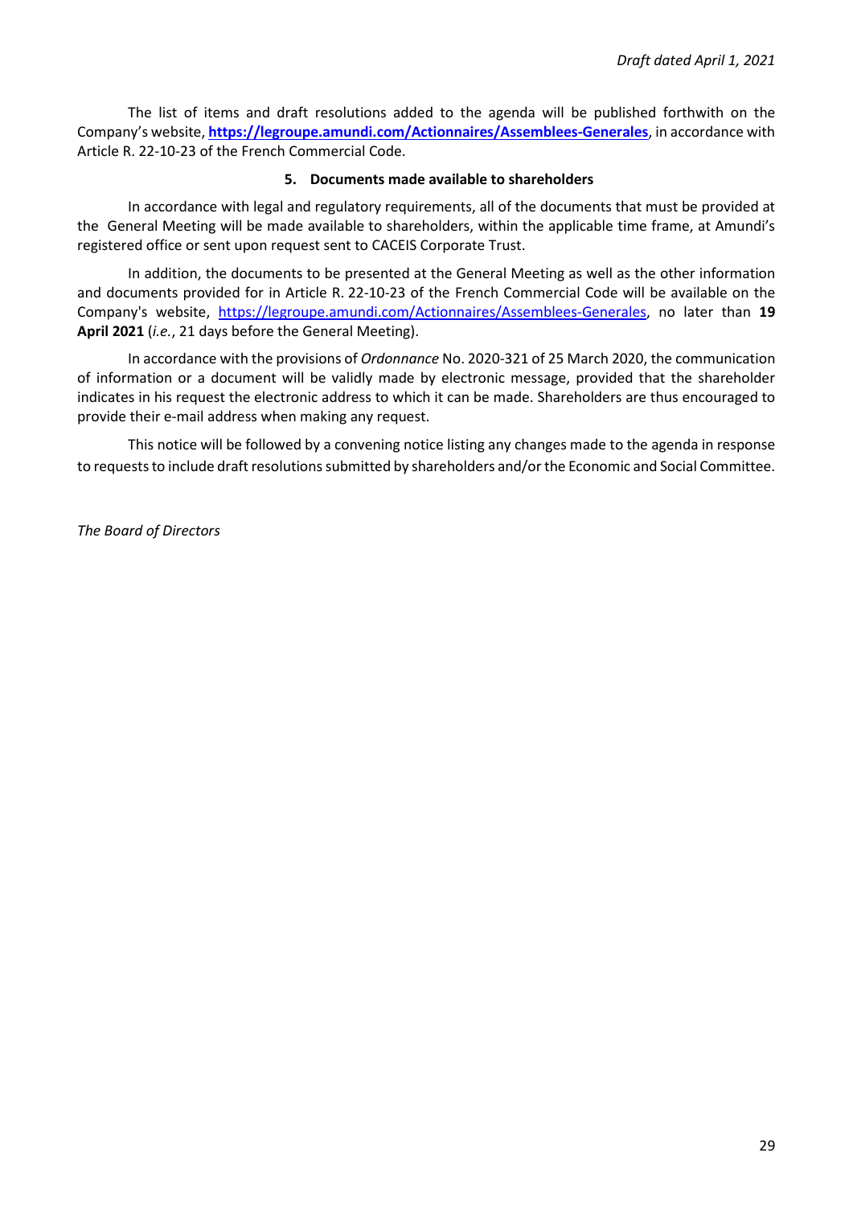The list of items and draft resolutions added to the agenda will be published forthwith on the Company's website, **https://legroupe.amundi.com/Actionnaires/Assemblees-Generales**, in accordance with Article R. 22-10-23 of the French Commercial Code.

**5. Documents made available to shareholders**

In accordance with legal and regulatory requirements, all of the documents that must be provided at the General Meeting will be made available to shareholders, within the applicable time frame, at Amundi's registered office or sent upon request sent to CACEIS Corporate Trust.

In addition, the documents to be presented at the General Meeting as well as the other information and documents provided for in Article R. 22-10-23 of the French Commercial Code will be available on the Company's website, https://legroupe.amundi.com/Actionnaires/Assemblees-Generales, no later than **19 April 2021** (*i.e.*, 21 days before the General Meeting).

In accordance with the provisions of *Ordonnance* No. 2020-321 of 25 March 2020, the communication of information or a document will be validly made by electronic message, provided that the shareholder indicates in his request the electronic address to which it can be made. Shareholders are thus encouraged to provide their e-mail address when making any request.

This notice will be followed by a convening notice listing any changes made to the agenda in response to requests to include draft resolutions submitted by shareholders and/or the Economic and Social Committee.

*The Board of Directors*